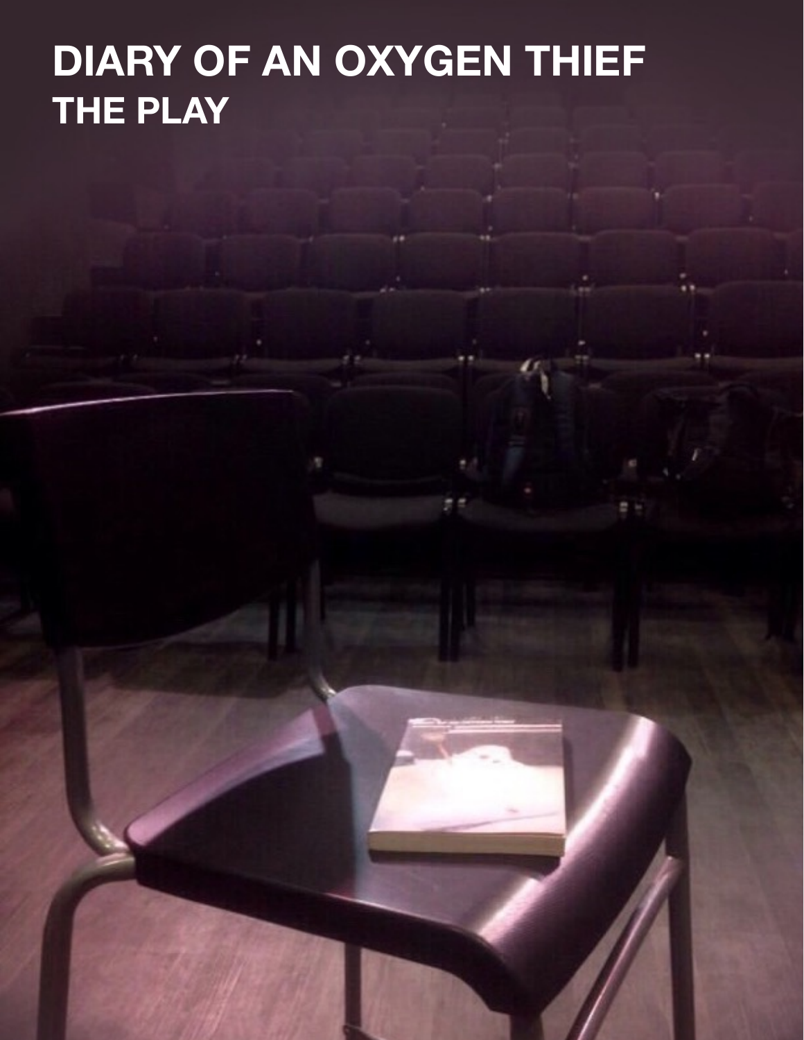# DIARY OF AN OXYGEN THIEF
## THE PLAY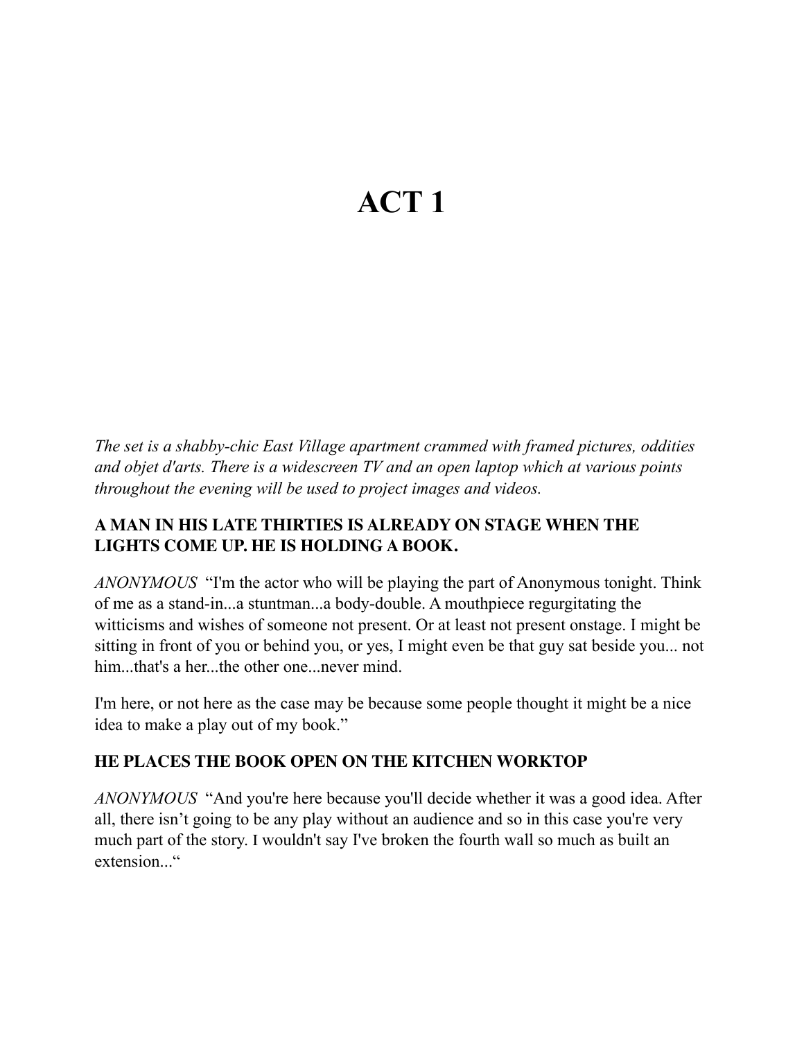# ACT 1

*The set is a shabby-chic East Village apartment crammed with framed pictures, oddities and objet d'arts. There is a widescreen TV and an open laptop which at various points throughout the evening will be used to project images and videos.*

**A MAN IN HIS LATE THIRTIES IS ALREADY ON STAGE WHEN THE LIGHTS COME UP. HE IS HOLDING A BOOK.**

*ANONYMOUS* "I'm the actor who will be playing the part of Anonymous tonight. Think of me as a stand-in...a stuntman...a body-double. A mouthpiece regurgitating the witticisms and wishes of someone not present. Or at least not present onstage. I might be sitting in front of you or behind you, or yes, I might even be that guy sat beside you... not him...that's a her...the other one...never mind.

I'm here, or not here as the case may be because some people thought it might be a nice idea to make a play out of my book."

**HE PLACES THE BOOK OPEN ON THE KITCHEN WORKTOP**

*ANONYMOUS* "And you're here because you'll decide whether it was a good idea. After all, there isn't going to be any play without an audience and so in this case you're very much part of the story. I wouldn't say I've broken the fourth wall so much as built an extension..."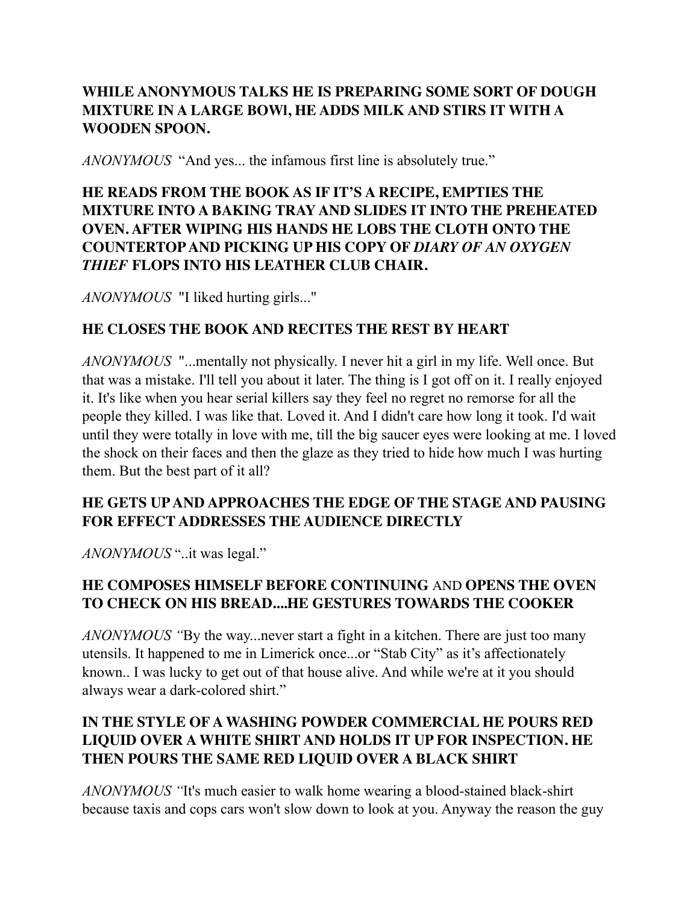**WHILE ANONYMOUS TALKS HE IS PREPARING SOME SORT OF DOUGH MIXTURE IN A LARGE BOWl, HE ADDS MILK AND STIRS IT WITH A WOODEN SPOON.**

*ANONYMOUS* "And yes... the infamous first line is absolutely true."

**HE READS FROM THE BOOK AS IF IT'S A RECIPE, EMPTIES THE MIXTURE INTO A BAKING TRAY AND SLIDES IT INTO THE PREHEATED OVEN. AFTER WIPING HIS HANDS HE LOBS THE CLOTH ONTO THE COUNTERTOP AND PICKING UP HIS COPY OF *DIARY OF AN OXYGEN THIEF* FLOPS INTO HIS LEATHER CLUB CHAIR.**

*ANONYMOUS* "I liked hurting girls..."

**HE CLOSES THE BOOK AND RECITES THE REST BY HEART**

*ANONYMOUS* "...mentally not physically. I never hit a girl in my life. Well once. But that was a mistake. I'll tell you about it later. The thing is I got off on it. I really enjoyed it. It's like when you hear serial killers say they feel no regret no remorse for all the people they killed. I was like that. Loved it. And I didn't care how long it took. I'd wait until they were totally in love with me, till the big saucer eyes were looking at me. I loved the shock on their faces and then the glaze as they tried to hide how much I was hurting them. But the best part of it all?

**HE GETS UP AND APPROACHES THE EDGE OF THE STAGE AND PAUSING FOR EFFECT ADDRESSES THE AUDIENCE DIRECTLY**

*ANONYMOUS* "..it was legal."

**HE COMPOSES HIMSELF BEFORE CONTINUING** AND **OPENS THE OVEN TO CHECK ON HIS BREAD....HE GESTURES TOWARDS THE COOKER**

*ANONYMOUS "*By the way...never start a fight in a kitchen. There are just too many utensils. It happened to me in Limerick once...or "Stab City" as it's affectionately known.. I was lucky to get out of that house alive. And while we're at it you should always wear a dark-colored shirt."

**IN THE STYLE OF A WASHING POWDER COMMERCIAL HE POURS RED LIQUID OVER A WHITE SHIRT AND HOLDS IT UP FOR INSPECTION. HE THEN POURS THE SAME RED LIQUID OVER A BLACK SHIRT**

*ANONYMOUS "*It's much easier to walk home wearing a blood-stained black-shirt because taxis and cops cars won't slow down to look at you. Anyway the reason the guy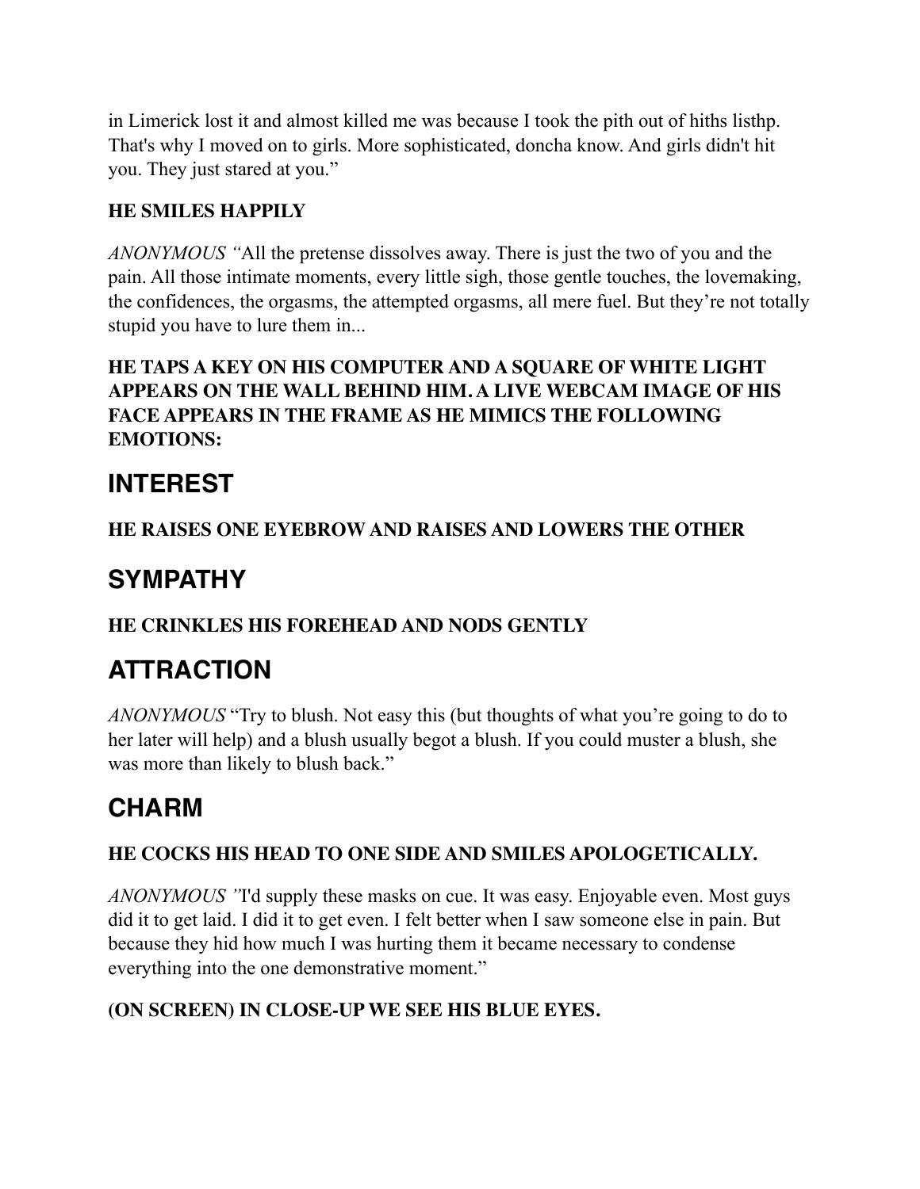in Limerick lost it and almost killed me was because I took the pith out of hiths listhp. That's why I moved on to girls. More sophisticated, doncha know. And girls didn't hit you. They just stared at you."

**HE SMILES HAPPILY**

*ANONYMOUS "*All the pretense dissolves away. There is just the two of you and the pain. All those intimate moments, every little sigh, those gentle touches, the lovemaking, the confidences, the orgasms, the attempted orgasms, all mere fuel. But they're not totally stupid you have to lure them in...

**HE TAPS A KEY ON HIS COMPUTER AND A SQUARE OF WHITE LIGHT APPEARS ON THE WALL BEHIND HIM. A LIVE WEBCAM IMAGE OF HIS FACE APPEARS IN THE FRAME AS HE MIMICS THE FOLLOWING EMOTIONS:**

## INTEREST

**HE RAISES ONE EYEBROW AND RAISES AND LOWERS THE OTHER**

## SYMPATHY

**HE CRINKLES HIS FOREHEAD AND NODS GENTLY**

## ATTRACTION

*ANONYMOUS* "Try to blush. Not easy this (but thoughts of what you're going to do to her later will help) and a blush usually begot a blush. If you could muster a blush, she was more than likely to blush back."

## CHARM

**HE COCKS HIS HEAD TO ONE SIDE AND SMILES APOLOGETICALLY.**

*ANONYMOUS "*I'd supply these masks on cue. It was easy. Enjoyable even. Most guys did it to get laid. I did it to get even. I felt better when I saw someone else in pain. But because they hid how much I was hurting them it became necessary to condense everything into the one demonstrative moment."

**(ON SCREEN) IN CLOSE-UP WE SEE HIS BLUE EYES.**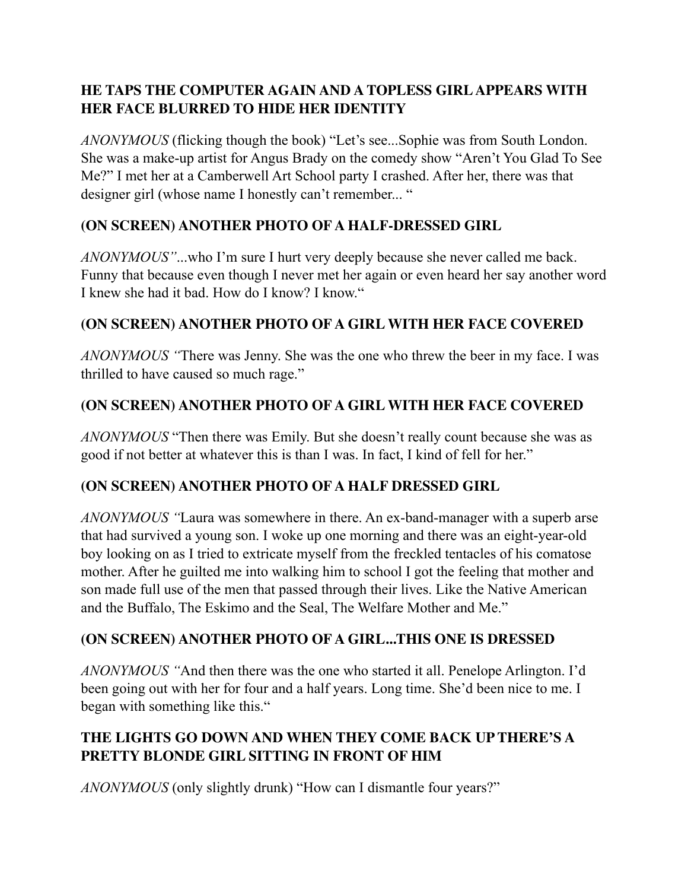**HE TAPS THE COMPUTER AGAIN AND A TOPLESS GIRL APPEARS WITH HER FACE BLURRED TO HIDE HER IDENTITY**

*ANONYMOUS* (flicking though the book) "Let's see...Sophie was from South London. She was a make-up artist for Angus Brady on the comedy show "Aren't You Glad To See Me?" I met her at a Camberwell Art School party I crashed. After her, there was that designer girl (whose name I honestly can't remember... "

**(ON SCREEN) ANOTHER PHOTO OF A HALF-DRESSED GIRL**

*ANONYMOUS"*...who I'm sure I hurt very deeply because she never called me back. Funny that because even though I never met her again or even heard her say another word I knew she had it bad. How do I know? I know."

**(ON SCREEN) ANOTHER PHOTO OF A GIRL WITH HER FACE COVERED**

*ANONYMOUS "*There was Jenny. She was the one who threw the beer in my face. I was thrilled to have caused so much rage."

**(ON SCREEN) ANOTHER PHOTO OF A GIRL WITH HER FACE COVERED**

*ANONYMOUS* "Then there was Emily. But she doesn't really count because she was as good if not better at whatever this is than I was. In fact, I kind of fell for her."

**(ON SCREEN) ANOTHER PHOTO OF A HALF DRESSED GIRL**

*ANONYMOUS "*Laura was somewhere in there. An ex-band-manager with a superb arse that had survived a young son. I woke up one morning and there was an eight-year-old boy looking on as I tried to extricate myself from the freckled tentacles of his comatose mother. After he guilted me into walking him to school I got the feeling that mother and son made full use of the men that passed through their lives. Like the Native American and the Buffalo, The Eskimo and the Seal, The Welfare Mother and Me."

**(ON SCREEN) ANOTHER PHOTO OF A GIRL...THIS ONE IS DRESSED**

*ANONYMOUS "*And then there was the one who started it all. Penelope Arlington. I'd been going out with her for four and a half years. Long time. She'd been nice to me. I began with something like this."

**THE LIGHTS GO DOWN AND WHEN THEY COME BACK UP THERE'S A PRETTY BLONDE GIRL SITTING IN FRONT OF HIM**

*ANONYMOUS* (only slightly drunk) "How can I dismantle four years?"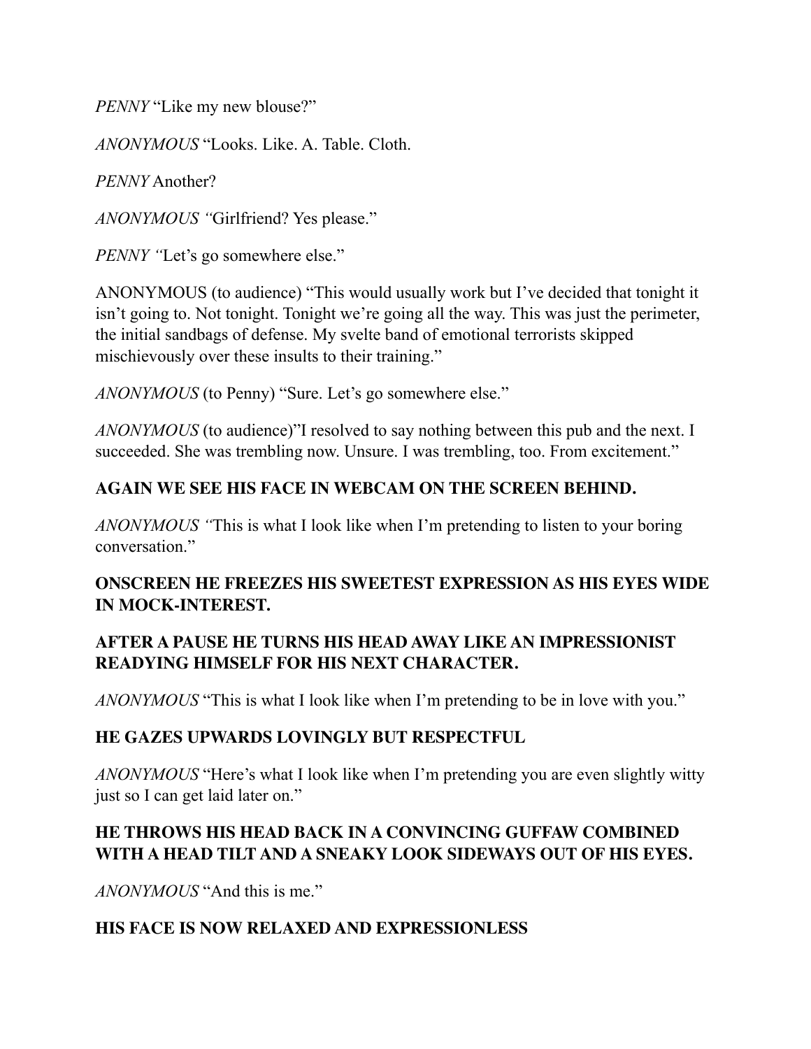*PENNY* “Like my new blouse?”

*ANONYMOUS* “Looks. Like. A. Table. Cloth.

*PENNY* Another?

*ANONYMOUS “*Girlfriend? Yes please.”

*PENNY “*Let’s go somewhere else.”

ANONYMOUS (to audience) “This would usually work but I’ve decided that tonight it isn’t going to. Not tonight. Tonight we’re going all the way. This was just the perimeter, the initial sandbags of defense. My svelte band of emotional terrorists skipped mischievously over these insults to their training.”

*ANONYMOUS* (to Penny) “Sure. Let’s go somewhere else.”

*ANONYMOUS* (to audience)”I resolved to say nothing between this pub and the next. I succeeded. She was trembling now. Unsure. I was trembling, too. From excitement.”

**AGAIN WE SEE HIS FACE IN WEBCAM ON THE SCREEN BEHIND.**

*ANONYMOUS “*This is what I look like when I’m pretending to listen to your boring conversation.”

**ONSCREEN HE FREEZES HIS SWEETEST EXPRESSION AS HIS EYES WIDE IN MOCK-INTEREST.**

**AFTER A PAUSE HE TURNS HIS HEAD AWAY LIKE AN IMPRESSIONIST READYING HIMSELF FOR HIS NEXT CHARACTER.**

*ANONYMOUS* “This is what I look like when I’m pretending to be in love with you.”

**HE GAZES UPWARDS LOVINGLY BUT RESPECTFUL**

*ANONYMOUS* “Here’s what I look like when I’m pretending you are even slightly witty just so I can get laid later on.”

**HE THROWS HIS HEAD BACK IN A CONVINCING GUFFAW COMBINED WITH A HEAD TILT AND A SNEAKY LOOK SIDEWAYS OUT OF HIS EYES.**

*ANONYMOUS* “And this is me.”

**HIS FACE IS NOW RELAXED AND EXPRESSIONLESS**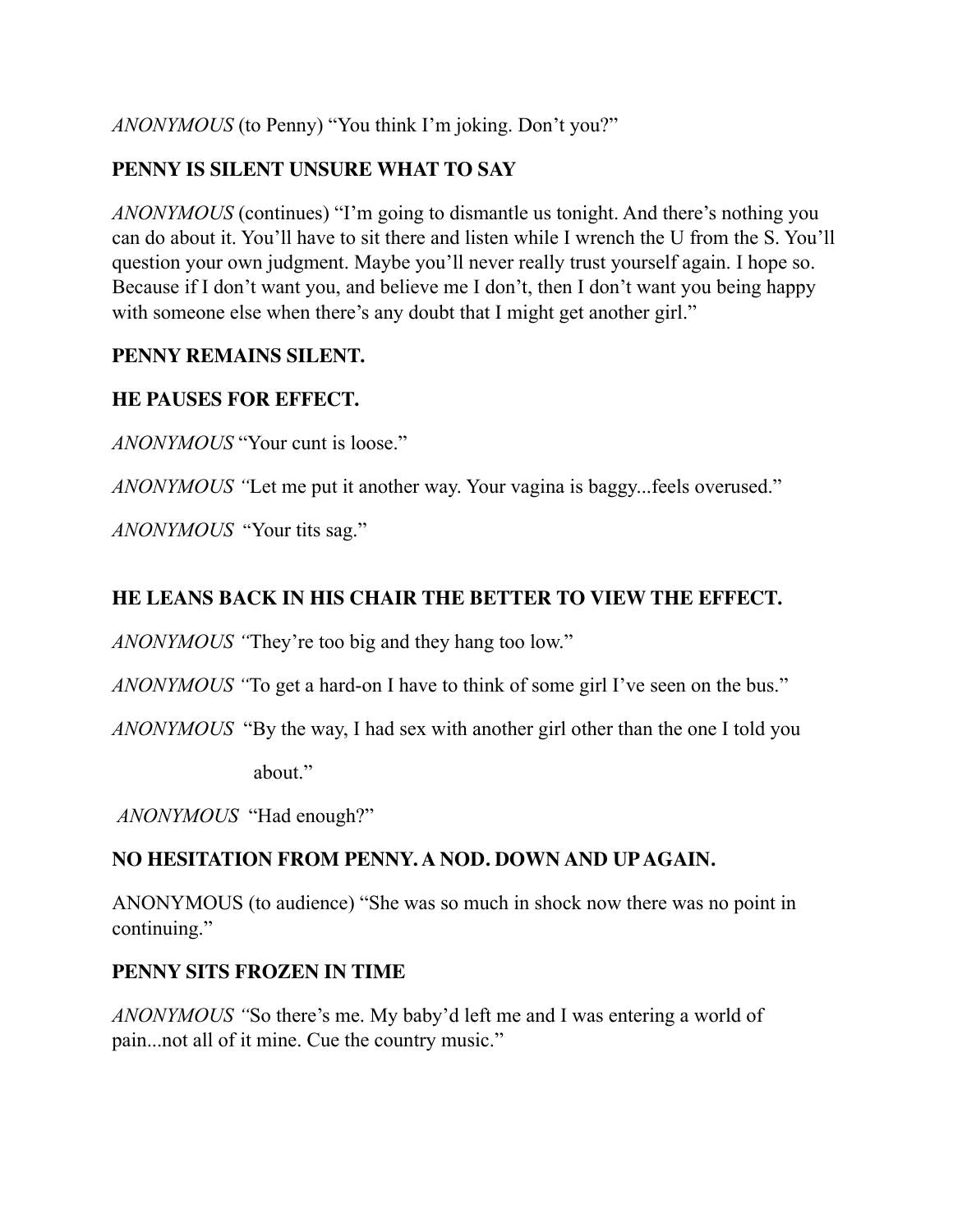*ANONYMOUS* (to Penny) "You think I'm joking. Don't you?"

**PENNY IS SILENT UNSURE WHAT TO SAY**

*ANONYMOUS* (continues) "I'm going to dismantle us tonight. And there's nothing you can do about it. You'll have to sit there and listen while I wrench the U from the S. You'll question your own judgment. Maybe you'll never really trust yourself again. I hope so. Because if I don't want you, and believe me I don't, then I don't want you being happy with someone else when there's any doubt that I might get another girl."

**PENNY REMAINS SILENT.**

**HE PAUSES FOR EFFECT.**

*ANONYMOUS* "Your cunt is loose."

*ANONYMOUS "*Let me put it another way. Your vagina is baggy...feels overused."

*ANONYMOUS* "Your tits sag."

**HE LEANS BACK IN HIS CHAIR THE BETTER TO VIEW THE EFFECT.**

*ANONYMOUS "*They're too big and they hang too low."

*ANONYMOUS "*To get a hard-on I have to think of some girl I've seen on the bus."

*ANONYMOUS* "By the way, I had sex with another girl other than the one I told you about."

*ANONYMOUS* "Had enough?"

**NO HESITATION FROM PENNY. A NOD. DOWN AND UP AGAIN.**

ANONYMOUS (to audience) "She was so much in shock now there was no point in continuing."

**PENNY SITS FROZEN IN TIME**

*ANONYMOUS "*So there's me. My baby'd left me and I was entering a world of pain...not all of it mine. Cue the country music."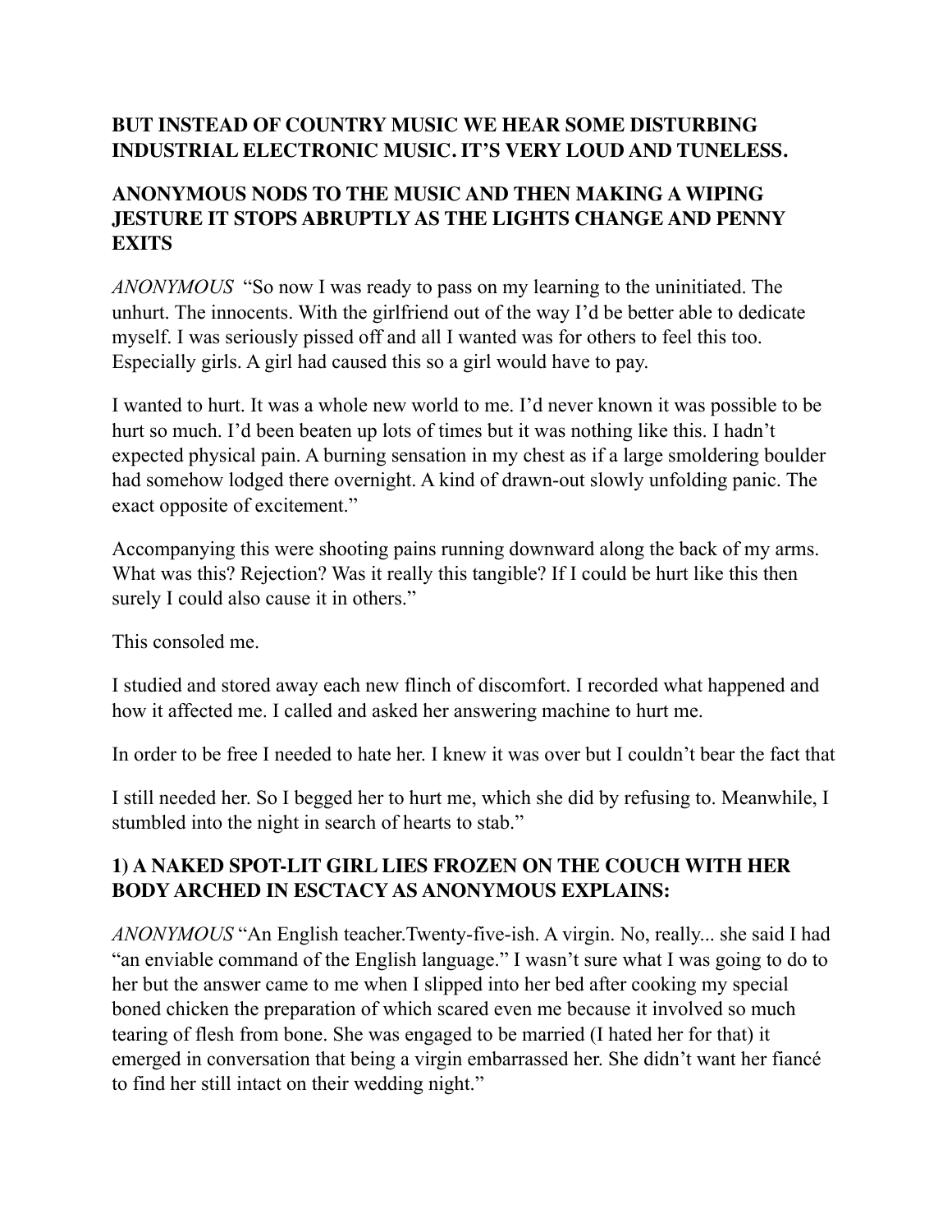**BUT INSTEAD OF COUNTRY MUSIC WE HEAR SOME DISTURBING INDUSTRIAL ELECTRONIC MUSIC. IT'S VERY LOUD AND TUNELESS.**

**ANONYMOUS NODS TO THE MUSIC AND THEN MAKING A WIPING JESTURE IT STOPS ABRUPTLY AS THE LIGHTS CHANGE AND PENNY EXITS**

*ANONYMOUS* "So now I was ready to pass on my learning to the uninitiated. The unhurt. The innocents. With the girlfriend out of the way I'd be better able to dedicate myself. I was seriously pissed off and all I wanted was for others to feel this too. Especially girls. A girl had caused this so a girl would have to pay.

I wanted to hurt. It was a whole new world to me. I'd never known it was possible to be hurt so much. I'd been beaten up lots of times but it was nothing like this. I hadn't expected physical pain. A burning sensation in my chest as if a large smoldering boulder had somehow lodged there overnight. A kind of drawn-out slowly unfolding panic. The exact opposite of excitement."

Accompanying this were shooting pains running downward along the back of my arms. What was this? Rejection? Was it really this tangible? If I could be hurt like this then surely I could also cause it in others."

This consoled me.

I studied and stored away each new flinch of discomfort. I recorded what happened and how it affected me. I called and asked her answering machine to hurt me.

In order to be free I needed to hate her. I knew it was over but I couldn't bear the fact that

I still needed her. So I begged her to hurt me, which she did by refusing to. Meanwhile, I stumbled into the night in search of hearts to stab."

**1) A NAKED SPOT-LIT GIRL LIES FROZEN ON THE COUCH WITH HER BODY ARCHED IN ESCTACY AS ANONYMOUS EXPLAINS:**

*ANONYMOUS* "An English teacher.Twenty-five-ish. A virgin. No, really... she said I had "an enviable command of the English language." I wasn't sure what I was going to do to her but the answer came to me when I slipped into her bed after cooking my special boned chicken the preparation of which scared even me because it involved so much tearing of flesh from bone. She was engaged to be married (I hated her for that) it emerged in conversation that being a virgin embarrassed her. She didn't want her fiancé to find her still intact on their wedding night."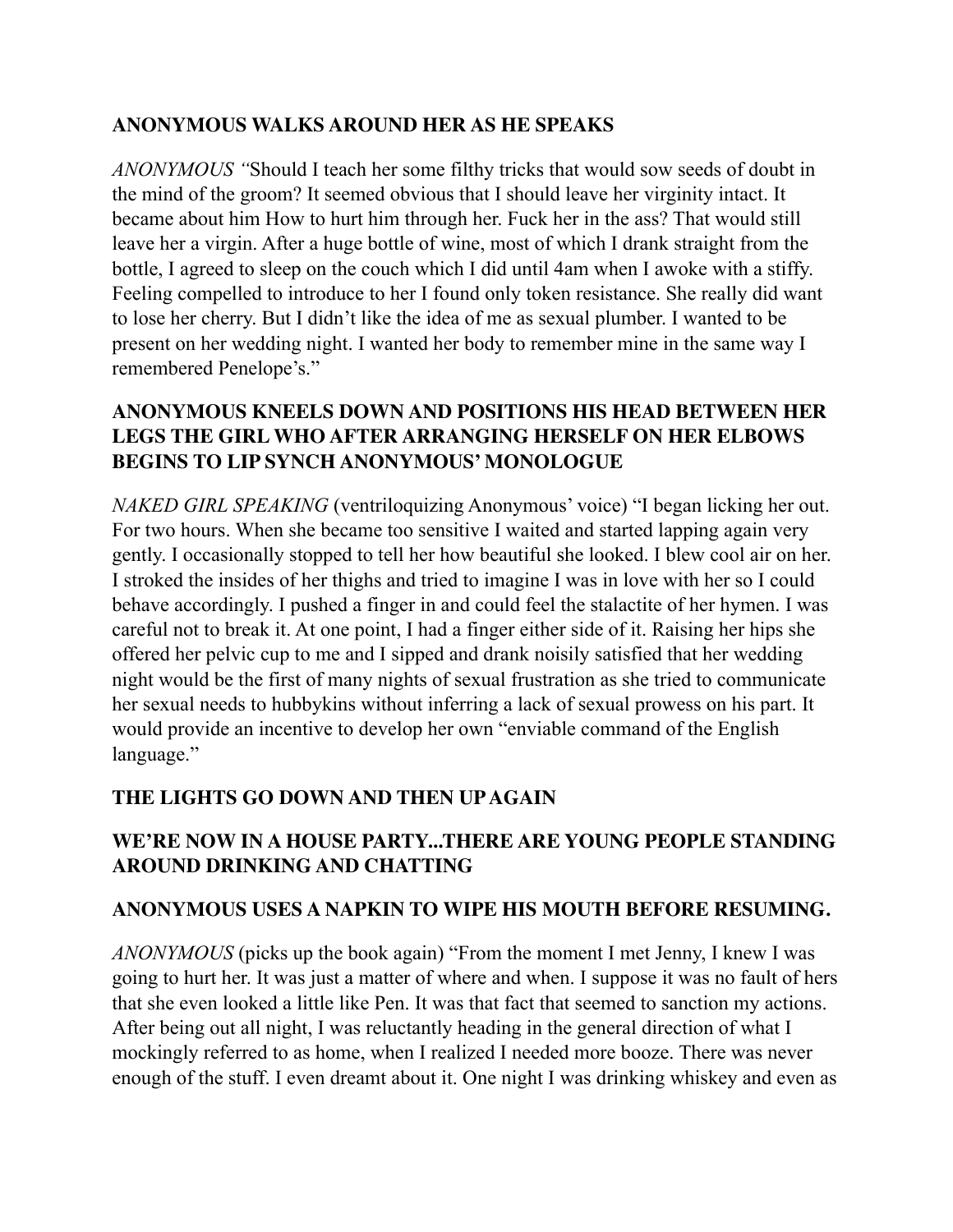**ANONYMOUS WALKS AROUND HER AS HE SPEAKS**

*ANONYMOUS "*Should I teach her some filthy tricks that would sow seeds of doubt in the mind of the groom? It seemed obvious that I should leave her virginity intact. It became about him How to hurt him through her. Fuck her in the ass? That would still leave her a virgin. After a huge bottle of wine, most of which I drank straight from the bottle, I agreed to sleep on the couch which I did until 4am when I awoke with a stiffy. Feeling compelled to introduce to her I found only token resistance. She really did want to lose her cherry. But I didn't like the idea of me as sexual plumber. I wanted to be present on her wedding night. I wanted her body to remember mine in the same way I remembered Penelope's."

**ANONYMOUS KNEELS DOWN AND POSITIONS HIS HEAD BETWEEN HER LEGS THE GIRL WHO AFTER ARRANGING HERSELF ON HER ELBOWS BEGINS TO LIP SYNCH ANONYMOUS' MONOLOGUE**

*NAKED GIRL SPEAKING* (ventriloquizing Anonymous' voice) "I began licking her out. For two hours. When she became too sensitive I waited and started lapping again very gently. I occasionally stopped to tell her how beautiful she looked. I blew cool air on her. I stroked the insides of her thighs and tried to imagine I was in love with her so I could behave accordingly. I pushed a finger in and could feel the stalactite of her hymen. I was careful not to break it. At one point, I had a finger either side of it. Raising her hips she offered her pelvic cup to me and I sipped and drank noisily satisfied that her wedding night would be the first of many nights of sexual frustration as she tried to communicate her sexual needs to hubbykins without inferring a lack of sexual prowess on his part. It would provide an incentive to develop her own "enviable command of the English language."

**THE LIGHTS GO DOWN AND THEN UP AGAIN**

**WE'RE NOW IN A HOUSE PARTY...THERE ARE YOUNG PEOPLE STANDING AROUND DRINKING AND CHATTING**

**ANONYMOUS USES A NAPKIN TO WIPE HIS MOUTH BEFORE RESUMING.**

*ANONYMOUS* (picks up the book again) "From the moment I met Jenny, I knew I was going to hurt her. It was just a matter of where and when. I suppose it was no fault of hers that she even looked a little like Pen. It was that fact that seemed to sanction my actions. After being out all night, I was reluctantly heading in the general direction of what I mockingly referred to as home, when I realized I needed more booze. There was never enough of the stuff. I even dreamt about it. One night I was drinking whiskey and even as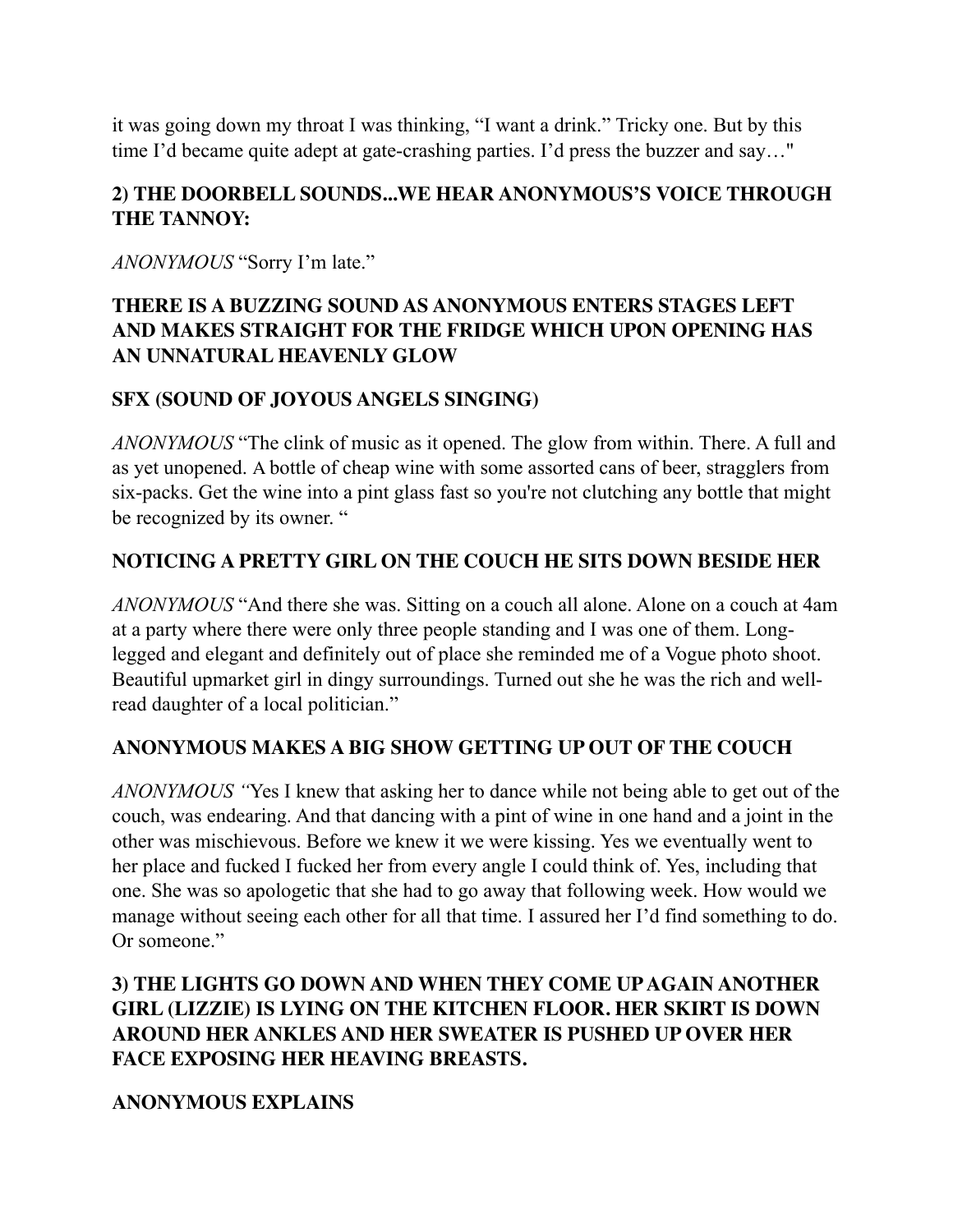it was going down my throat I was thinking, "I want a drink." Tricky one. But by this time I'd became quite adept at gate-crashing parties. I'd press the buzzer and say…"

**2) THE DOORBELL SOUNDS...WE HEAR ANONYMOUS'S VOICE THROUGH THE TANNOY:**

*ANONYMOUS* "Sorry I'm late."

**THERE IS A BUZZING SOUND AS ANONYMOUS ENTERS STAGES LEFT AND MAKES STRAIGHT FOR THE FRIDGE WHICH UPON OPENING HAS AN UNNATURAL HEAVENLY GLOW**

**SFX (SOUND OF JOYOUS ANGELS SINGING)**

*ANONYMOUS* "The clink of music as it opened. The glow from within. There. A full and as yet unopened. A bottle of cheap wine with some assorted cans of beer, stragglers from six-packs. Get the wine into a pint glass fast so you're not clutching any bottle that might be recognized by its owner. "

**NOTICING A PRETTY GIRL ON THE COUCH HE SITS DOWN BESIDE HER**

*ANONYMOUS* "And there she was. Sitting on a couch all alone. Alone on a couch at 4am at a party where there were only three people standing and I was one of them. Long-legged and elegant and definitely out of place she reminded me of a Vogue photo shoot. Beautiful upmarket girl in dingy surroundings. Turned out she he was the rich and well-read daughter of a local politician."

**ANONYMOUS MAKES A BIG SHOW GETTING UP OUT OF THE COUCH**

*ANONYMOUS "*Yes I knew that asking her to dance while not being able to get out of the couch, was endearing. And that dancing with a pint of wine in one hand and a joint in the other was mischievous. Before we knew it we were kissing. Yes we eventually went to her place and fucked I fucked her from every angle I could think of. Yes, including that one. She was so apologetic that she had to go away that following week. How would we manage without seeing each other for all that time. I assured her I'd find something to do. Or someone."

**3) THE LIGHTS GO DOWN AND WHEN THEY COME UP AGAIN ANOTHER GIRL (LIZZIE) IS LYING ON THE KITCHEN FLOOR. HER SKIRT IS DOWN AROUND HER ANKLES AND HER SWEATER IS PUSHED UP OVER HER FACE EXPOSING HER HEAVING BREASTS.**

**ANONYMOUS EXPLAINS**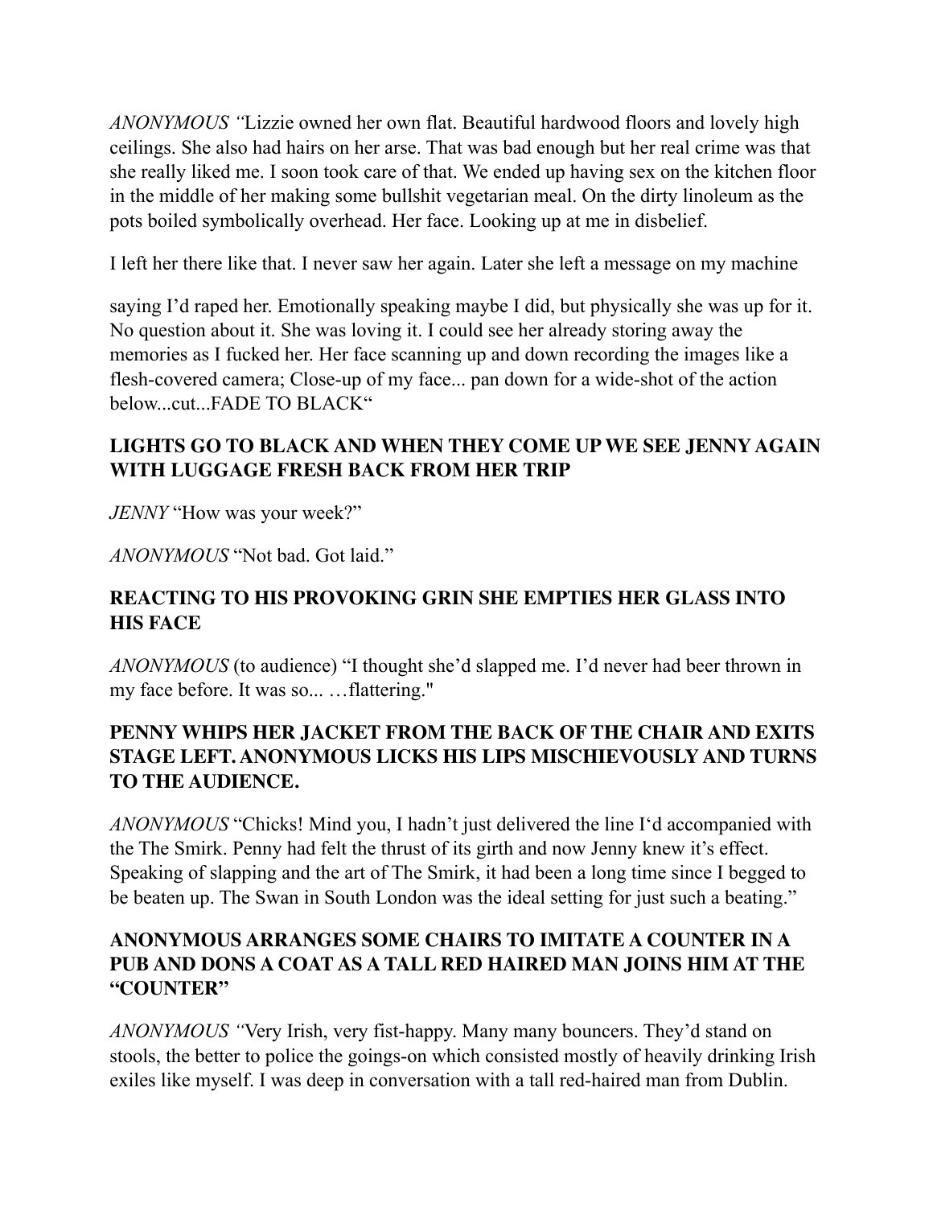*ANONYMOUS "*Lizzie owned her own flat. Beautiful hardwood floors and lovely high ceilings. She also had hairs on her arse. That was bad enough but her real crime was that she really liked me. I soon took care of that. We ended up having sex on the kitchen floor in the middle of her making some bullshit vegetarian meal. On the dirty linoleum as the pots boiled symbolically overhead. Her face. Looking up at me in disbelief.

I left her there like that. I never saw her again. Later she left a message on my machine

saying I'd raped her. Emotionally speaking maybe I did, but physically she was up for it. No question about it. She was loving it. I could see her already storing away the memories as I fucked her. Her face scanning up and down recording the images like a flesh-covered camera; Close-up of my face... pan down for a wide-shot of the action below...cut...FADE TO BLACK"

**LIGHTS GO TO BLACK AND WHEN THEY COME UP WE SEE JENNY AGAIN WITH LUGGAGE FRESH BACK FROM HER TRIP**

*JENNY* "How was your week?"

*ANONYMOUS* "Not bad. Got laid."

**REACTING TO HIS PROVOKING GRIN SHE EMPTIES HER GLASS INTO HIS FACE**

*ANONYMOUS* (to audience) "I thought she'd slapped me. I'd never had beer thrown in my face before. It was so... …flattering."

**PENNY WHIPS HER JACKET FROM THE BACK OF THE CHAIR AND EXITS STAGE LEFT. ANONYMOUS LICKS HIS LIPS MISCHIEVOUSLY AND TURNS TO THE AUDIENCE.**

*ANONYMOUS* "Chicks! Mind you, I hadn't just delivered the line I'd accompanied with the The Smirk. Penny had felt the thrust of its girth and now Jenny knew it's effect. Speaking of slapping and the art of The Smirk, it had been a long time since I begged to be beaten up. The Swan in South London was the ideal setting for just such a beating."

**ANONYMOUS ARRANGES SOME CHAIRS TO IMITATE A COUNTER IN A PUB AND DONS A COAT AS A TALL RED HAIRED MAN JOINS HIM AT THE "COUNTER"**

*ANONYMOUS "*Very Irish, very fist-happy. Many many bouncers. They'd stand on stools, the better to police the goings-on which consisted mostly of heavily drinking Irish exiles like myself. I was deep in conversation with a tall red-haired man from Dublin.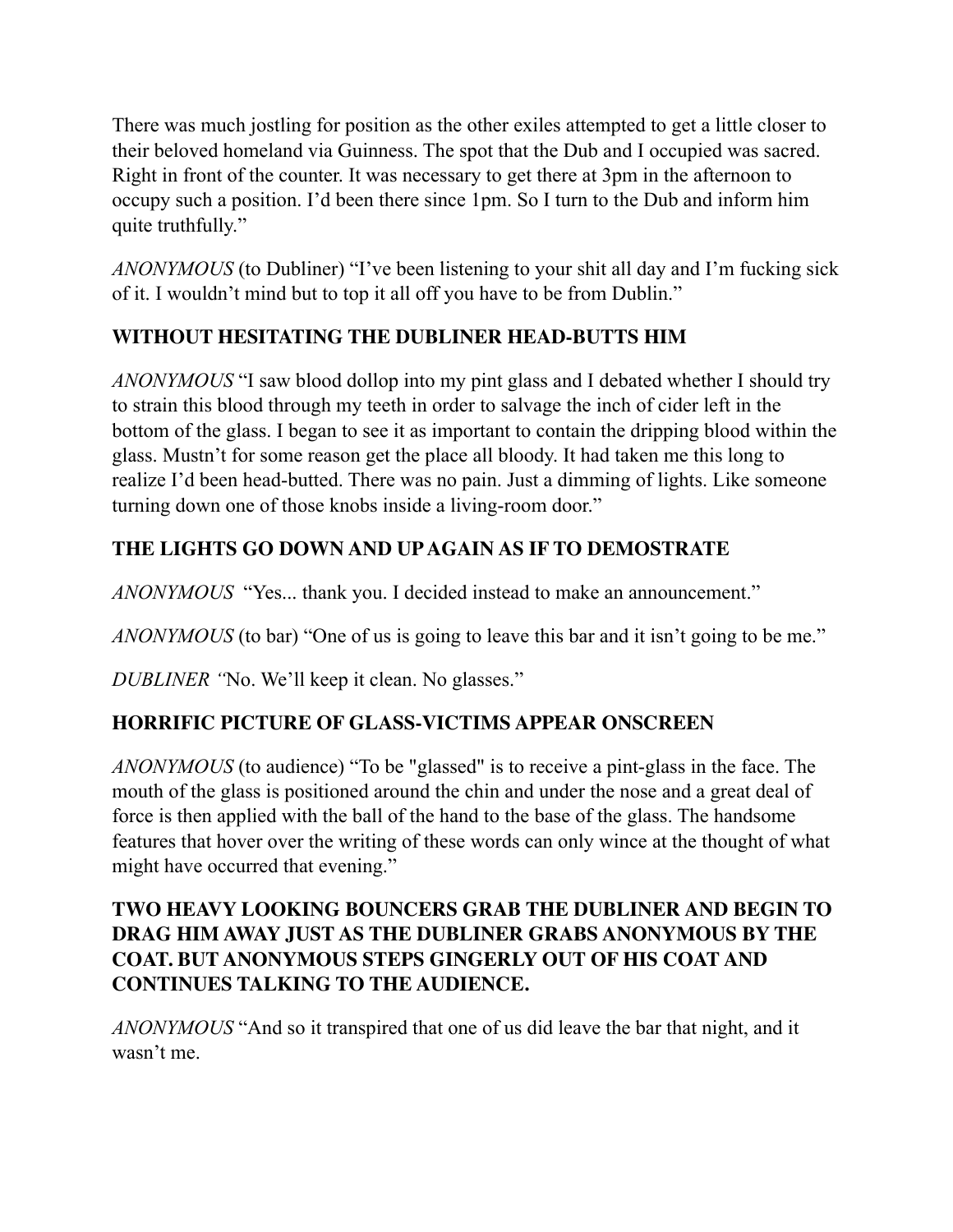There was much jostling for position as the other exiles attempted to get a little closer to their beloved homeland via Guinness. The spot that the Dub and I occupied was sacred. Right in front of the counter. It was necessary to get there at 3pm in the afternoon to occupy such a position. I'd been there since 1pm. So I turn to the Dub and inform him quite truthfully."

*ANONYMOUS* (to Dubliner) "I've been listening to your shit all day and I'm fucking sick of it. I wouldn't mind but to top it all off you have to be from Dublin."

**WITHOUT HESITATING THE DUBLINER HEAD-BUTTS HIM**

*ANONYMOUS* "I saw blood dollop into my pint glass and I debated whether I should try to strain this blood through my teeth in order to salvage the inch of cider left in the bottom of the glass. I began to see it as important to contain the dripping blood within the glass. Mustn't for some reason get the place all bloody. It had taken me this long to realize I'd been head-butted. There was no pain. Just a dimming of lights. Like someone turning down one of those knobs inside a living-room door."

**THE LIGHTS GO DOWN AND UP AGAIN AS IF TO DEMOSTRATE**

*ANONYMOUS* "Yes... thank you. I decided instead to make an announcement."

*ANONYMOUS* (to bar) "One of us is going to leave this bar and it isn't going to be me."

*DUBLINER "*No. We'll keep it clean. No glasses."

**HORRIFIC PICTURE OF GLASS-VICTIMS APPEAR ONSCREEN**

*ANONYMOUS* (to audience) "To be "glassed" is to receive a pint-glass in the face. The mouth of the glass is positioned around the chin and under the nose and a great deal of force is then applied with the ball of the hand to the base of the glass. The handsome features that hover over the writing of these words can only wince at the thought of what might have occurred that evening."

**TWO HEAVY LOOKING BOUNCERS GRAB THE DUBLINER AND BEGIN TO DRAG HIM AWAY JUST AS THE DUBLINER GRABS ANONYMOUS BY THE COAT. BUT ANONYMOUS STEPS GINGERLY OUT OF HIS COAT AND CONTINUES TALKING TO THE AUDIENCE.**

*ANONYMOUS* "And so it transpired that one of us did leave the bar that night, and it wasn't me.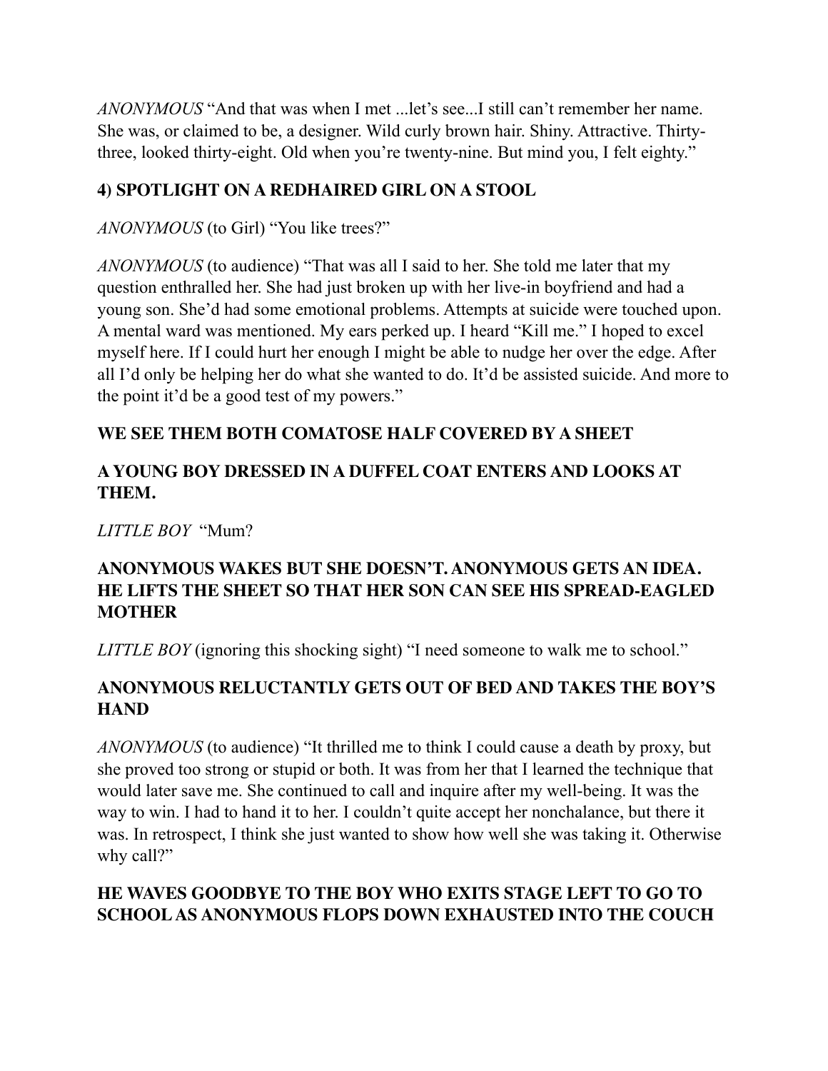*ANONYMOUS* "And that was when I met ...let's see...I still can't remember her name. She was, or claimed to be, a designer. Wild curly brown hair. Shiny. Attractive. Thirty-three, looked thirty-eight. Old when you're twenty-nine. But mind you, I felt eighty."

**4) SPOTLIGHT ON A REDHAIRED GIRL ON A STOOL**

*ANONYMOUS* (to Girl) "You like trees?"

*ANONYMOUS* (to audience) "That was all I said to her. She told me later that my question enthralled her. She had just broken up with her live-in boyfriend and had a young son. She'd had some emotional problems. Attempts at suicide were touched upon. A mental ward was mentioned. My ears perked up. I heard "Kill me." I hoped to excel myself here. If I could hurt her enough I might be able to nudge her over the edge. After all I'd only be helping her do what she wanted to do. It'd be assisted suicide. And more to the point it'd be a good test of my powers."

**WE SEE THEM BOTH COMATOSE HALF COVERED BY A SHEET**

**A YOUNG BOY DRESSED IN A DUFFEL COAT ENTERS AND LOOKS AT THEM.**

*LITTLE BOY* "Mum?

**ANONYMOUS WAKES BUT SHE DOESN'T. ANONYMOUS GETS AN IDEA. HE LIFTS THE SHEET SO THAT HER SON CAN SEE HIS SPREAD-EAGLED MOTHER**

*LITTLE BOY* (ignoring this shocking sight) "I need someone to walk me to school."

**ANONYMOUS RELUCTANTLY GETS OUT OF BED AND TAKES THE BOY'S HAND**

*ANONYMOUS* (to audience) "It thrilled me to think I could cause a death by proxy, but she proved too strong or stupid or both. It was from her that I learned the technique that would later save me. She continued to call and inquire after my well-being. It was the way to win. I had to hand it to her. I couldn't quite accept her nonchalance, but there it was. In retrospect, I think she just wanted to show how well she was taking it. Otherwise why call?"

**HE WAVES GOODBYE TO THE BOY WHO EXITS STAGE LEFT TO GO TO SCHOOL AS ANONYMOUS FLOPS DOWN EXHAUSTED INTO THE COUCH**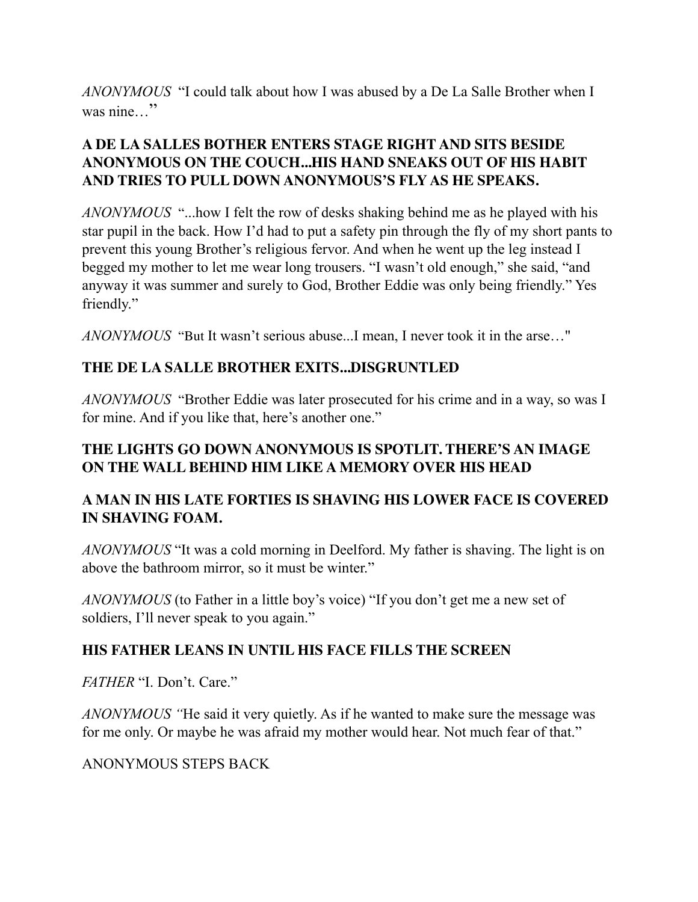*ANONYMOUS* "I could talk about how I was abused by a De La Salle Brother when I was nine…"

**A DE LA SALLES BOTHER ENTERS STAGE RIGHT AND SITS BESIDE ANONYMOUS ON THE COUCH...HIS HAND SNEAKS OUT OF HIS HABIT AND TRIES TO PULL DOWN ANONYMOUS'S FLY AS HE SPEAKS.**

*ANONYMOUS* "...how I felt the row of desks shaking behind me as he played with his star pupil in the back. How I'd had to put a safety pin through the fly of my short pants to prevent this young Brother's religious fervor. And when he went up the leg instead I begged my mother to let me wear long trousers. "I wasn't old enough," she said, "and anyway it was summer and surely to God, Brother Eddie was only being friendly." Yes friendly."

*ANONYMOUS* "But It wasn't serious abuse...I mean, I never took it in the arse…"

**THE DE LA SALLE BROTHER EXITS...DISGRUNTLED**

*ANONYMOUS* "Brother Eddie was later prosecuted for his crime and in a way, so was I for mine. And if you like that, here's another one."

**THE LIGHTS GO DOWN ANONYMOUS IS SPOTLIT. THERE'S AN IMAGE ON THE WALL BEHIND HIM LIKE A MEMORY OVER HIS HEAD**

**A MAN IN HIS LATE FORTIES IS SHAVING HIS LOWER FACE IS COVERED IN SHAVING FOAM.**

*ANONYMOUS* "It was a cold morning in Deelford. My father is shaving. The light is on above the bathroom mirror, so it must be winter."

*ANONYMOUS* (to Father in a little boy's voice) "If you don't get me a new set of soldiers, I'll never speak to you again."

**HIS FATHER LEANS IN UNTIL HIS FACE FILLS THE SCREEN**

*FATHER* "I. Don't. Care."

*ANONYMOUS "*He said it very quietly. As if he wanted to make sure the message was for me only. Or maybe he was afraid my mother would hear. Not much fear of that."

ANONYMOUS STEPS BACK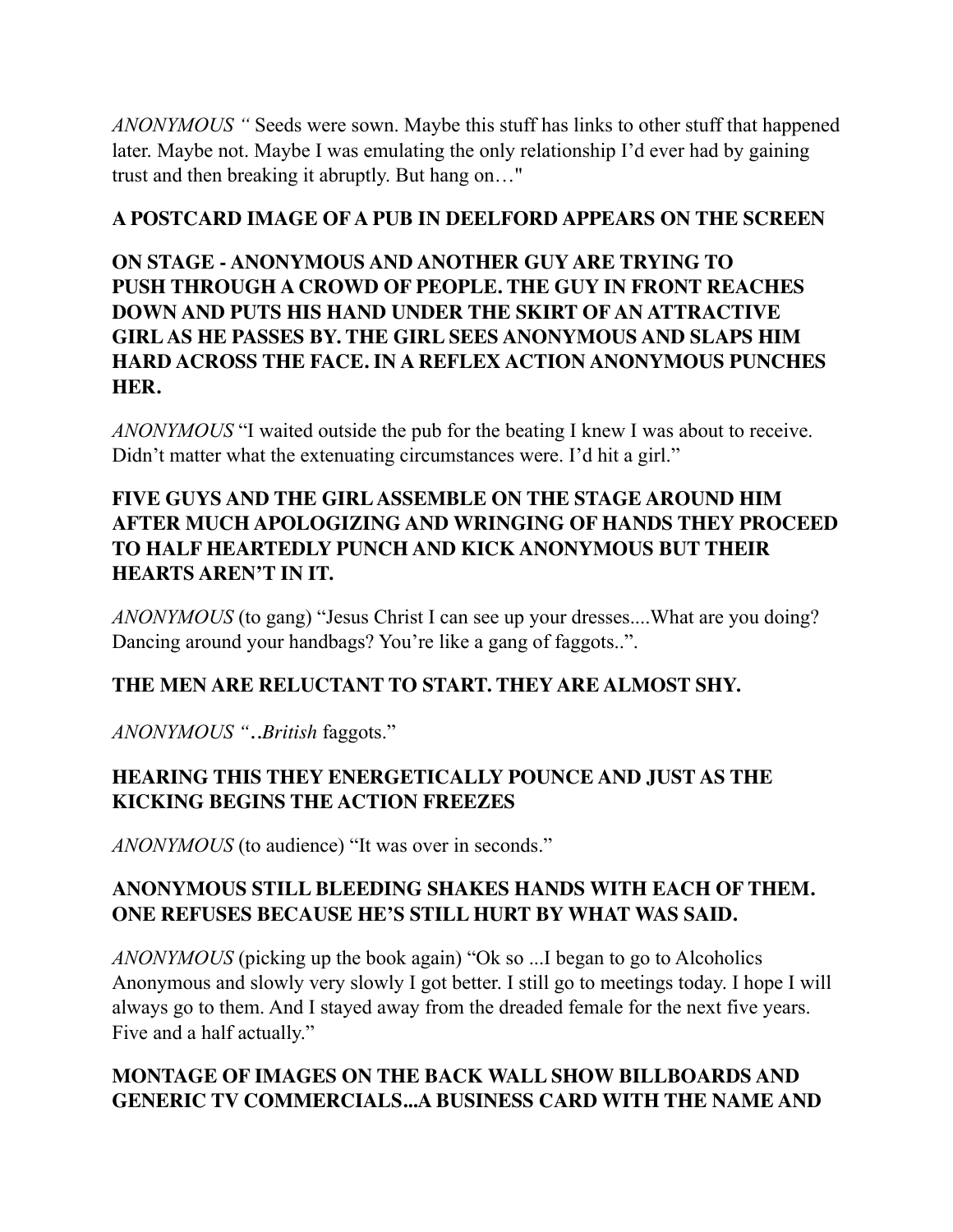*ANONYMOUS "* Seeds were sown. Maybe this stuff has links to other stuff that happened later. Maybe not. Maybe I was emulating the only relationship I'd ever had by gaining trust and then breaking it abruptly. But hang on…"

**A POSTCARD IMAGE OF A PUB IN DEELFORD APPEARS ON THE SCREEN**

**ON STAGE - ANONYMOUS AND ANOTHER GUY ARE TRYING TO PUSH THROUGH A CROWD OF PEOPLE. THE GUY IN FRONT REACHES DOWN AND PUTS HIS HAND UNDER THE SKIRT OF AN ATTRACTIVE GIRL AS HE PASSES BY. THE GIRL SEES ANONYMOUS AND SLAPS HIM HARD ACROSS THE FACE. IN A REFLEX ACTION ANONYMOUS PUNCHES HER.**

*ANONYMOUS* "I waited outside the pub for the beating I knew I was about to receive. Didn't matter what the extenuating circumstances were. I'd hit a girl."

**FIVE GUYS AND THE GIRL ASSEMBLE ON THE STAGE AROUND HIM AFTER MUCH APOLOGIZING AND WRINGING OF HANDS THEY PROCEED TO HALF HEARTEDLY PUNCH AND KICK ANONYMOUS BUT THEIR HEARTS AREN'T IN IT.**

*ANONYMOUS* (to gang) "Jesus Christ I can see up your dresses....What are you doing? Dancing around your handbags? You're like a gang of faggots..".

**THE MEN ARE RELUCTANT TO START. THEY ARE ALMOST SHY.**

*ANONYMOUS "..British* faggots."

**HEARING THIS THEY ENERGETICALLY POUNCE AND JUST AS THE KICKING BEGINS THE ACTION FREEZES**

*ANONYMOUS* (to audience) "It was over in seconds."

**ANONYMOUS STILL BLEEDING SHAKES HANDS WITH EACH OF THEM. ONE REFUSES BECAUSE HE'S STILL HURT BY WHAT WAS SAID.**

*ANONYMOUS* (picking up the book again) "Ok so ...I began to go to Alcoholics Anonymous and slowly very slowly I got better. I still go to meetings today. I hope I will always go to them. And I stayed away from the dreaded female for the next five years. Five and a half actually."

**MONTAGE OF IMAGES ON THE BACK WALL SHOW BILLBOARDS AND GENERIC TV COMMERCIALS...A BUSINESS CARD WITH THE NAME AND**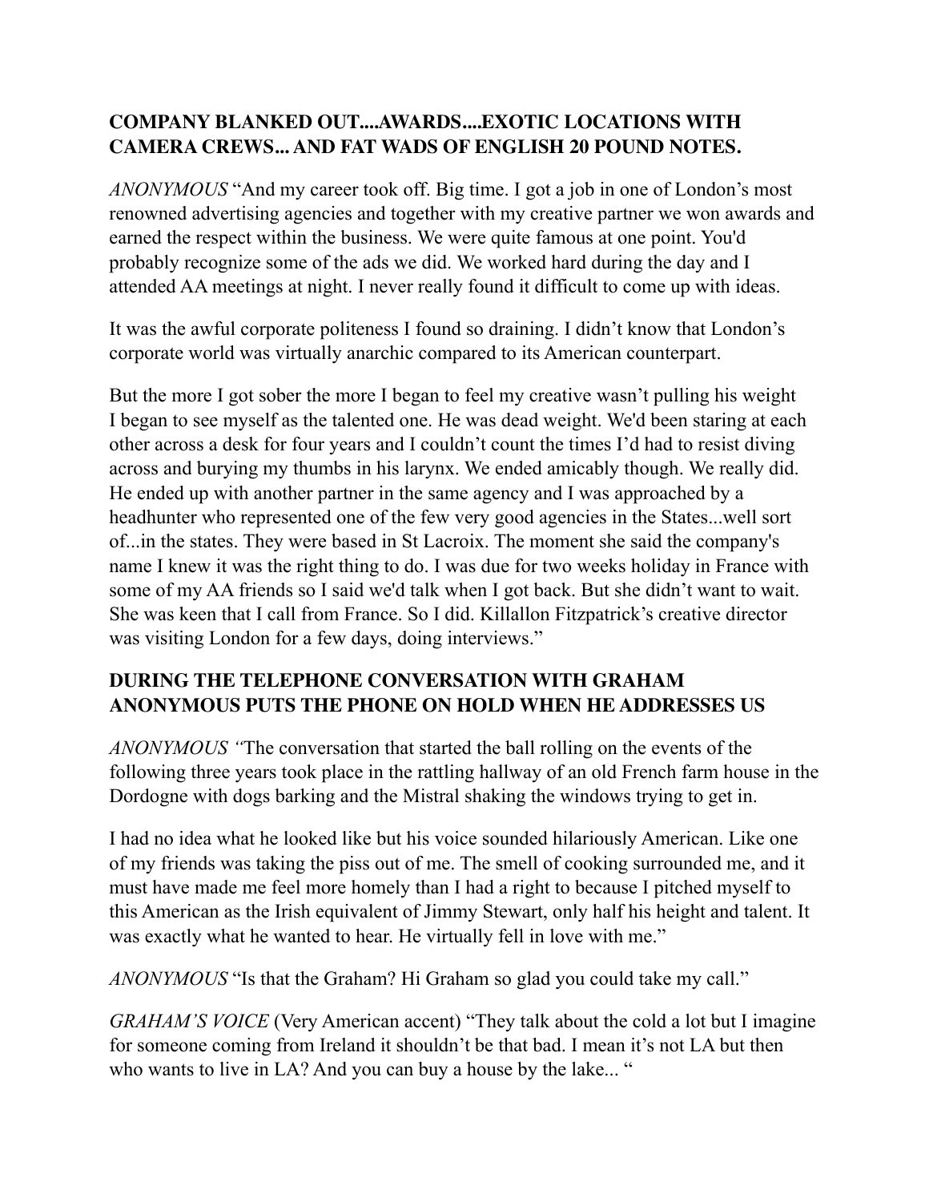**COMPANY BLANKED OUT....AWARDS....EXOTIC LOCATIONS WITH CAMERA CREWS... AND FAT WADS OF ENGLISH 20 POUND NOTES.**

*ANONYMOUS* "And my career took off. Big time. I got a job in one of London's most renowned advertising agencies and together with my creative partner we won awards and earned the respect within the business. We were quite famous at one point. You'd probably recognize some of the ads we did. We worked hard during the day and I attended AA meetings at night. I never really found it difficult to come up with ideas.

It was the awful corporate politeness I found so draining. I didn't know that London's corporate world was virtually anarchic compared to its American counterpart.

But the more I got sober the more I began to feel my creative wasn't pulling his weight I began to see myself as the talented one. He was dead weight. We'd been staring at each other across a desk for four years and I couldn't count the times I'd had to resist diving across and burying my thumbs in his larynx. We ended amicably though. We really did. He ended up with another partner in the same agency and I was approached by a headhunter who represented one of the few very good agencies in the States...well sort of...in the states. They were based in St Lacroix. The moment she said the company's name I knew it was the right thing to do. I was due for two weeks holiday in France with some of my AA friends so I said we'd talk when I got back. But she didn't want to wait. She was keen that I call from France. So I did. Killallon Fitzpatrick's creative director was visiting London for a few days, doing interviews."

**DURING THE TELEPHONE CONVERSATION WITH GRAHAM ANONYMOUS PUTS THE PHONE ON HOLD WHEN HE ADDRESSES US**

*ANONYMOUS "*The conversation that started the ball rolling on the events of the following three years took place in the rattling hallway of an old French farm house in the Dordogne with dogs barking and the Mistral shaking the windows trying to get in.

I had no idea what he looked like but his voice sounded hilariously American. Like one of my friends was taking the piss out of me. The smell of cooking surrounded me, and it must have made me feel more homely than I had a right to because I pitched myself to this American as the Irish equivalent of Jimmy Stewart, only half his height and talent. It was exactly what he wanted to hear. He virtually fell in love with me."

*ANONYMOUS* "Is that the Graham? Hi Graham so glad you could take my call."

*GRAHAM'S VOICE* (Very American accent) "They talk about the cold a lot but I imagine for someone coming from Ireland it shouldn't be that bad. I mean it's not LA but then who wants to live in LA? And you can buy a house by the lake... "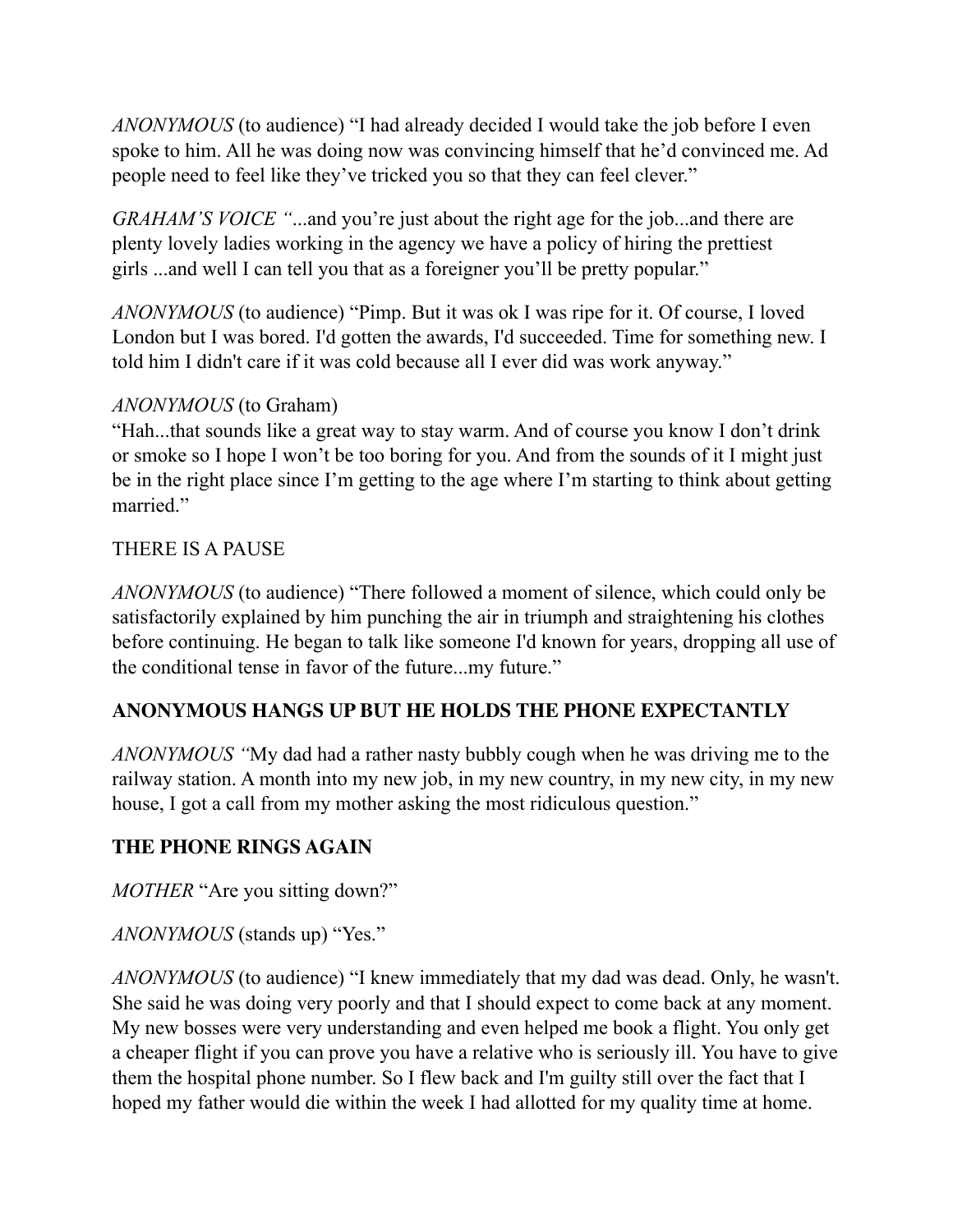*ANONYMOUS* (to audience) “I had already decided I would take the job before I even spoke to him. All he was doing now was convincing himself that he’d convinced me. Ad people need to feel like they’ve tricked you so that they can feel clever.”

*GRAHAM’S VOICE “*...and you’re just about the right age for the job...and there are plenty lovely ladies working in the agency we have a policy of hiring the prettiest girls ...and well I can tell you that as a foreigner you’ll be pretty popular.”

*ANONYMOUS* (to audience) “Pimp. But it was ok I was ripe for it. Of course, I loved London but I was bored. I'd gotten the awards, I'd succeeded. Time for something new. I told him I didn't care if it was cold because all I ever did was work anyway.”

*ANONYMOUS* (to Graham)
“Hah...that sounds like a great way to stay warm. And of course you know I don’t drink or smoke so I hope I won’t be too boring for you. And from the sounds of it I might just be in the right place since I’m getting to the age where I’m starting to think about getting married.”

THERE IS A PAUSE

*ANONYMOUS* (to audience) “There followed a moment of silence, which could only be satisfactorily explained by him punching the air in triumph and straightening his clothes before continuing. He began to talk like someone I'd known for years, dropping all use of the conditional tense in favor of the future...my future.”

**ANONYMOUS HANGS UP BUT HE HOLDS THE PHONE EXPECTANTLY**

*ANONYMOUS “*My dad had a rather nasty bubbly cough when he was driving me to the railway station. A month into my new job, in my new country, in my new city, in my new house, I got a call from my mother asking the most ridiculous question.”

**THE PHONE RINGS AGAIN**

*MOTHER* “Are you sitting down?”

*ANONYMOUS* (stands up) “Yes.”

*ANONYMOUS* (to audience) “I knew immediately that my dad was dead. Only, he wasn't. She said he was doing very poorly and that I should expect to come back at any moment. My new bosses were very understanding and even helped me book a flight. You only get a cheaper flight if you can prove you have a relative who is seriously ill. You have to give them the hospital phone number. So I flew back and I'm guilty still over the fact that I hoped my father would die within the week I had allotted for my quality time at home.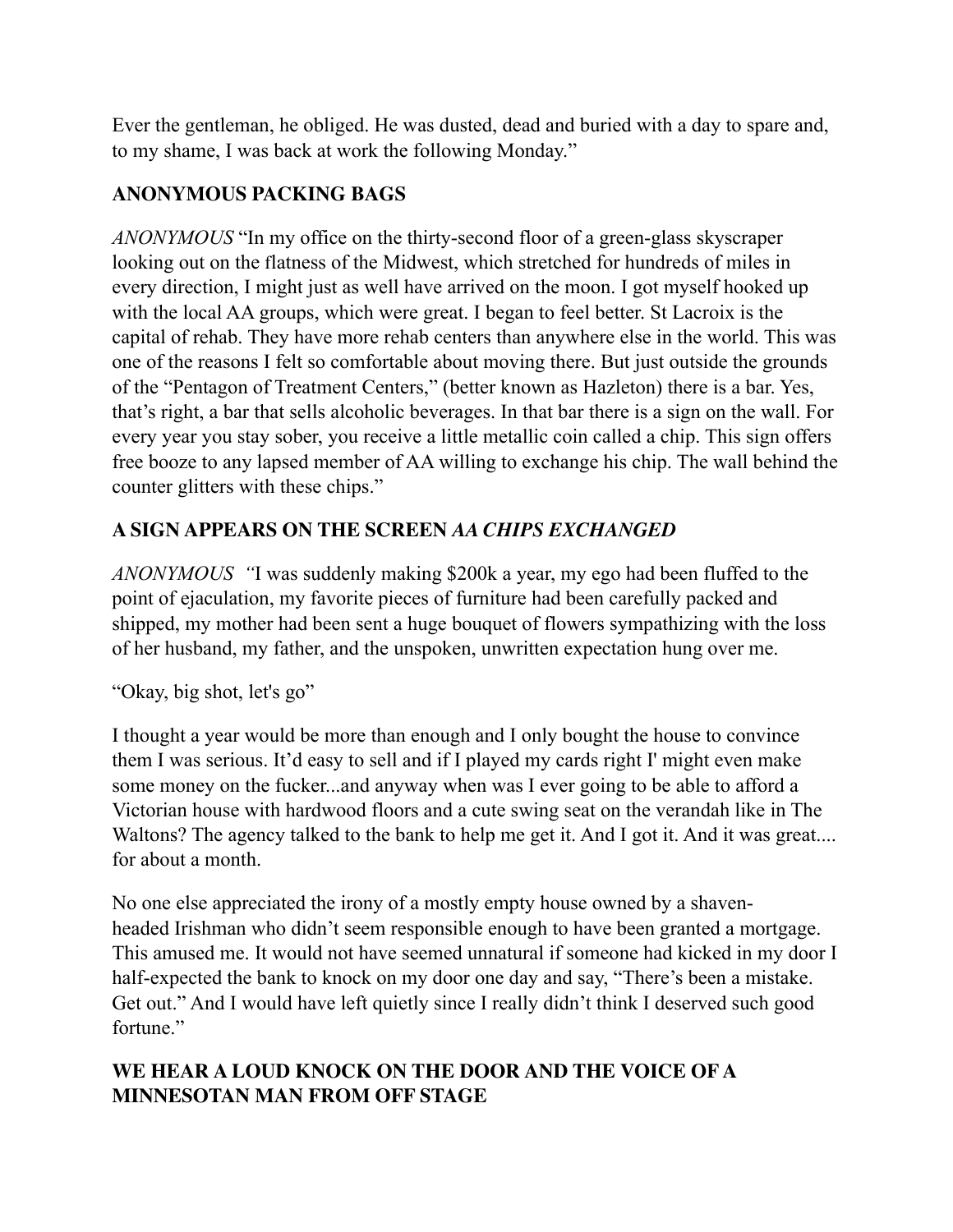Ever the gentleman, he obliged. He was dusted, dead and buried with a day to spare and, to my shame, I was back at work the following Monday."

**ANONYMOUS PACKING BAGS**

*ANONYMOUS* "In my office on the thirty-second floor of a green-glass skyscraper looking out on the flatness of the Midwest, which stretched for hundreds of miles in every direction, I might just as well have arrived on the moon. I got myself hooked up with the local AA groups, which were great. I began to feel better. St Lacroix is the capital of rehab. They have more rehab centers than anywhere else in the world. This was one of the reasons I felt so comfortable about moving there. But just outside the grounds of the "Pentagon of Treatment Centers," (better known as Hazleton) there is a bar. Yes, that's right, a bar that sells alcoholic beverages. In that bar there is a sign on the wall. For every year you stay sober, you receive a little metallic coin called a chip. This sign offers free booze to any lapsed member of AA willing to exchange his chip. The wall behind the counter glitters with these chips."

**A SIGN APPEARS ON THE SCREEN *AA CHIPS EXCHANGED***

*ANONYMOUS* "I was suddenly making $200k a year, my ego had been fluffed to the point of ejaculation, my favorite pieces of furniture had been carefully packed and shipped, my mother had been sent a huge bouquet of flowers sympathizing with the loss of her husband, my father, and the unspoken, unwritten expectation hung over me.

"Okay, big shot, let's go"

I thought a year would be more than enough and I only bought the house to convince them I was serious. It'd easy to sell and if I played my cards right I' might even make some money on the fucker...and anyway when was I ever going to be able to afford a Victorian house with hardwood floors and a cute swing seat on the verandah like in The Waltons? The agency talked to the bank to help me get it. And I got it. And it was great.... for about a month.

No one else appreciated the irony of a mostly empty house owned by a shaven-headed Irishman who didn't seem responsible enough to have been granted a mortgage. This amused me. It would not have seemed unnatural if someone had kicked in my door I half-expected the bank to knock on my door one day and say, "There's been a mistake. Get out." And I would have left quietly since I really didn't think I deserved such good fortune."

**WE HEAR A LOUD KNOCK ON THE DOOR AND THE VOICE OF A MINNESOTAN MAN FROM OFF STAGE**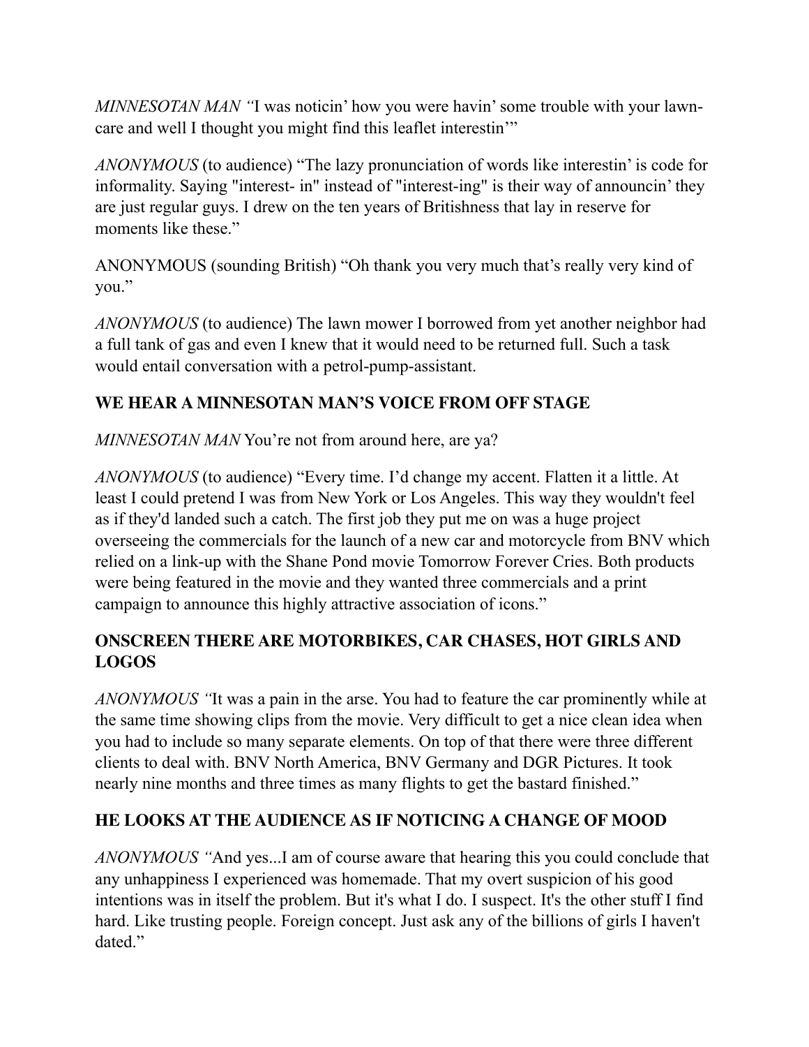*MINNESOTAN MAN "*I was noticin' how you were havin' some trouble with your lawn-care and well I thought you might find this leaflet interestin'"

*ANONYMOUS* (to audience) "The lazy pronunciation of words like interestin' is code for informality. Saying "interest- in" instead of "interest-ing" is their way of announcin' they are just regular guys. I drew on the ten years of Britishness that lay in reserve for moments like these."

ANONYMOUS (sounding British) "Oh thank you very much that's really very kind of you."

*ANONYMOUS* (to audience) The lawn mower I borrowed from yet another neighbor had a full tank of gas and even I knew that it would need to be returned full. Such a task would entail conversation with a petrol-pump-assistant.

**WE HEAR A MINNESOTAN MAN'S VOICE FROM OFF STAGE**

*MINNESOTAN MAN* You're not from around here, are ya?

*ANONYMOUS* (to audience) "Every time. I'd change my accent. Flatten it a little. At least I could pretend I was from New York or Los Angeles. This way they wouldn't feel as if they'd landed such a catch. The first job they put me on was a huge project overseeing the commercials for the launch of a new car and motorcycle from BNV which relied on a link-up with the Shane Pond movie Tomorrow Forever Cries. Both products were being featured in the movie and they wanted three commercials and a print campaign to announce this highly attractive association of icons."

**ONSCREEN THERE ARE MOTORBIKES, CAR CHASES, HOT GIRLS AND LOGOS**

*ANONYMOUS "*It was a pain in the arse. You had to feature the car prominently while at the same time showing clips from the movie. Very difficult to get a nice clean idea when you had to include so many separate elements. On top of that there were three different clients to deal with. BNV North America, BNV Germany and DGR Pictures. It took nearly nine months and three times as many flights to get the bastard finished."

**HE LOOKS AT THE AUDIENCE AS IF NOTICING A CHANGE OF MOOD**

*ANONYMOUS "*And yes...I am of course aware that hearing this you could conclude that any unhappiness I experienced was homemade. That my overt suspicion of his good intentions was in itself the problem. But it's what I do. I suspect. It's the other stuff I find hard. Like trusting people. Foreign concept. Just ask any of the billions of girls I haven't dated."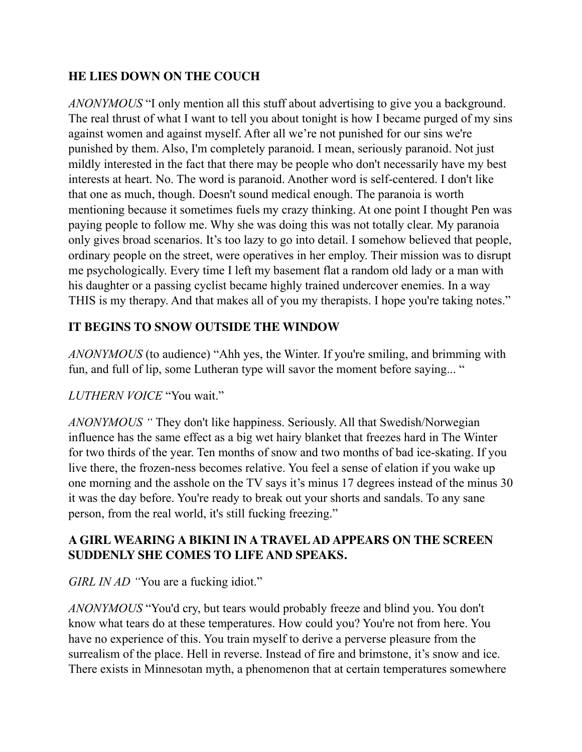**HE LIES DOWN ON THE COUCH**

*ANONYMOUS* "I only mention all this stuff about advertising to give you a background. The real thrust of what I want to tell you about tonight is how I became purged of my sins against women and against myself. After all we're not punished for our sins we're punished by them. Also, I'm completely paranoid. I mean, seriously paranoid. Not just mildly interested in the fact that there may be people who don't necessarily have my best interests at heart. No. The word is paranoid. Another word is self-centered. I don't like that one as much, though. Doesn't sound medical enough. The paranoia is worth mentioning because it sometimes fuels my crazy thinking. At one point I thought Pen was paying people to follow me. Why she was doing this was not totally clear. My paranoia only gives broad scenarios. It's too lazy to go into detail. I somehow believed that people, ordinary people on the street, were operatives in her employ. Their mission was to disrupt me psychologically. Every time I left my basement flat a random old lady or a man with his daughter or a passing cyclist became highly trained undercover enemies. In a way THIS is my therapy. And that makes all of you my therapists. I hope you're taking notes."

**IT BEGINS TO SNOW OUTSIDE THE WINDOW**

*ANONYMOUS* (to audience) "Ahh yes, the Winter. If you're smiling, and brimming with fun, and full of lip, some Lutheran type will savor the moment before saying... "

*LUTHERN VOICE* "You wait."

*ANONYMOUS "* They don't like happiness. Seriously. All that Swedish/Norwegian influence has the same effect as a big wet hairy blanket that freezes hard in The Winter for two thirds of the year. Ten months of snow and two months of bad ice-skating. If you live there, the frozen-ness becomes relative. You feel a sense of elation if you wake up one morning and the asshole on the TV says it's minus 17 degrees instead of the minus 30 it was the day before. You're ready to break out your shorts and sandals. To any sane person, from the real world, it's still fucking freezing."

**A GIRL WEARING A BIKINI IN A TRAVEL AD APPEARS ON THE SCREEN SUDDENLY SHE COMES TO LIFE AND SPEAKS.**

*GIRL IN AD "*You are a fucking idiot."

*ANONYMOUS* "You'd cry, but tears would probably freeze and blind you. You don't know what tears do at these temperatures. How could you? You're not from here. You have no experience of this. You train myself to derive a perverse pleasure from the surrealism of the place. Hell in reverse. Instead of fire and brimstone, it's snow and ice. There exists in Minnesotan myth, a phenomenon that at certain temperatures somewhere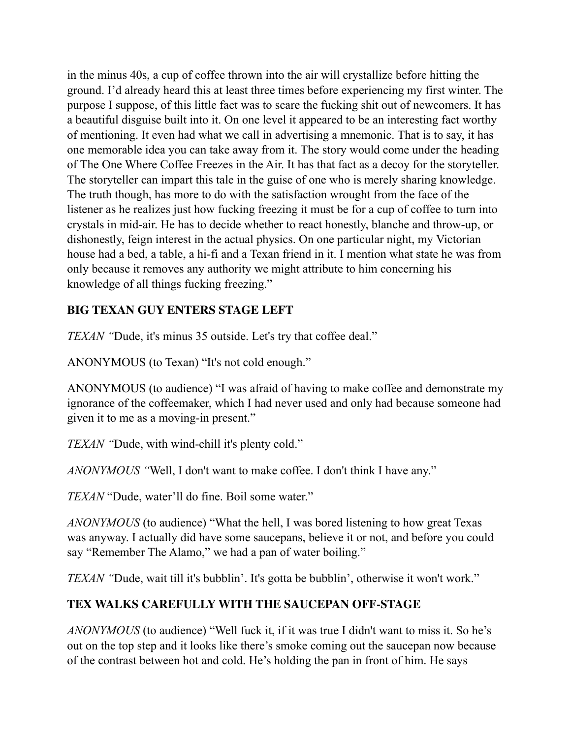in the minus 40s, a cup of coffee thrown into the air will crystallize before hitting the ground. I'd already heard this at least three times before experiencing my first winter. The purpose I suppose, of this little fact was to scare the fucking shit out of newcomers. It has a beautiful disguise built into it. On one level it appeared to be an interesting fact worthy of mentioning. It even had what we call in advertising a mnemonic. That is to say, it has one memorable idea you can take away from it. The story would come under the heading of The One Where Coffee Freezes in the Air. It has that fact as a decoy for the storyteller. The storyteller can impart this tale in the guise of one who is merely sharing knowledge. The truth though, has more to do with the satisfaction wrought from the face of the listener as he realizes just how fucking freezing it must be for a cup of coffee to turn into crystals in mid-air. He has to decide whether to react honestly, blanche and throw-up, or dishonestly, feign interest in the actual physics. On one particular night, my Victorian house had a bed, a table, a hi-fi and a Texan friend in it. I mention what state he was from only because it removes any authority we might attribute to him concerning his knowledge of all things fucking freezing."

**BIG TEXAN GUY ENTERS STAGE LEFT**

*TEXAN "*Dude, it's minus 35 outside. Let's try that coffee deal."

ANONYMOUS (to Texan) "It's not cold enough."

ANONYMOUS (to audience) "I was afraid of having to make coffee and demonstrate my ignorance of the coffeemaker, which I had never used and only had because someone had given it to me as a moving-in present."

*TEXAN "*Dude, with wind-chill it's plenty cold."

*ANONYMOUS "*Well, I don't want to make coffee. I don't think I have any."

*TEXAN* "Dude, water'll do fine. Boil some water."

*ANONYMOUS* (to audience) "What the hell, I was bored listening to how great Texas was anyway. I actually did have some saucepans, believe it or not, and before you could say "Remember The Alamo," we had a pan of water boiling."

*TEXAN "*Dude, wait till it's bubblin'. It's gotta be bubblin', otherwise it won't work."

**TEX WALKS CAREFULLY WITH THE SAUCEPAN OFF-STAGE**

*ANONYMOUS* (to audience) "Well fuck it, if it was true I didn't want to miss it. So he's out on the top step and it looks like there's smoke coming out the saucepan now because of the contrast between hot and cold. He's holding the pan in front of him. He says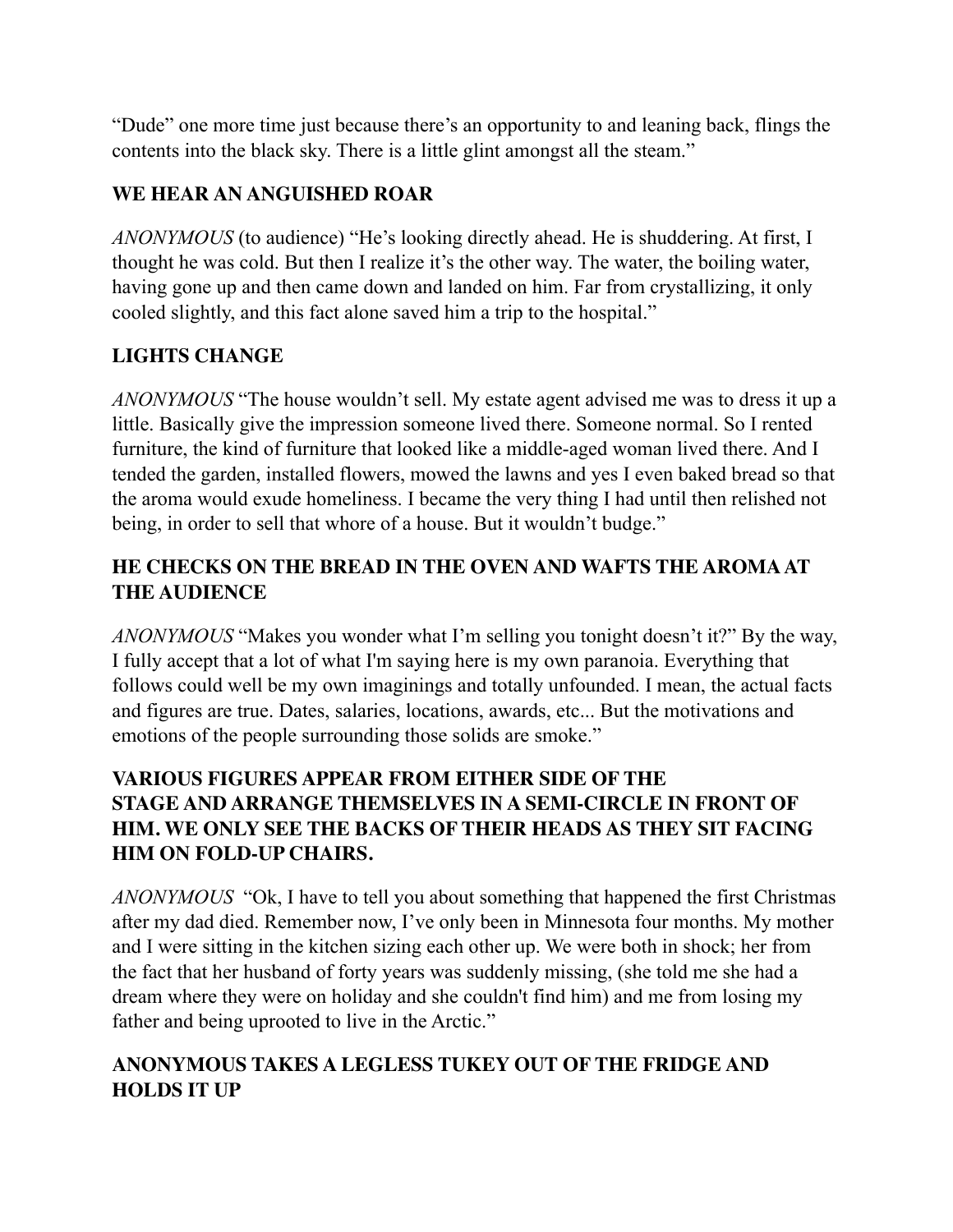"Dude" one more time just because there's an opportunity to and leaning back, flings the contents into the black sky. There is a little glint amongst all the steam."

**WE HEAR AN ANGUISHED ROAR**

*ANONYMOUS* (to audience) "He's looking directly ahead. He is shuddering. At first, I thought he was cold. But then I realize it's the other way. The water, the boiling water, having gone up and then came down and landed on him. Far from crystallizing, it only cooled slightly, and this fact alone saved him a trip to the hospital."

**LIGHTS CHANGE**

*ANONYMOUS* "The house wouldn't sell. My estate agent advised me was to dress it up a little. Basically give the impression someone lived there. Someone normal. So I rented furniture, the kind of furniture that looked like a middle-aged woman lived there. And I tended the garden, installed flowers, mowed the lawns and yes I even baked bread so that the aroma would exude homeliness. I became the very thing I had until then relished not being, in order to sell that whore of a house. But it wouldn't budge."

**HE CHECKS ON THE BREAD IN THE OVEN AND WAFTS THE AROMA AT THE AUDIENCE**

*ANONYMOUS* "Makes you wonder what I'm selling you tonight doesn't it?" By the way, I fully accept that a lot of what I'm saying here is my own paranoia. Everything that follows could well be my own imaginings and totally unfounded. I mean, the actual facts and figures are true. Dates, salaries, locations, awards, etc... But the motivations and emotions of the people surrounding those solids are smoke."

**VARIOUS FIGURES APPEAR FROM EITHER SIDE OF THE STAGE AND ARRANGE THEMSELVES IN A SEMI-CIRCLE IN FRONT OF HIM. WE ONLY SEE THE BACKS OF THEIR HEADS AS THEY SIT FACING HIM ON FOLD-UP CHAIRS.**

*ANONYMOUS* "Ok, I have to tell you about something that happened the first Christmas after my dad died. Remember now, I've only been in Minnesota four months. My mother and I were sitting in the kitchen sizing each other up. We were both in shock; her from the fact that her husband of forty years was suddenly missing, (she told me she had a dream where they were on holiday and she couldn't find him) and me from losing my father and being uprooted to live in the Arctic."

**ANONYMOUS TAKES A LEGLESS TUKEY OUT OF THE FRIDGE AND HOLDS IT UP**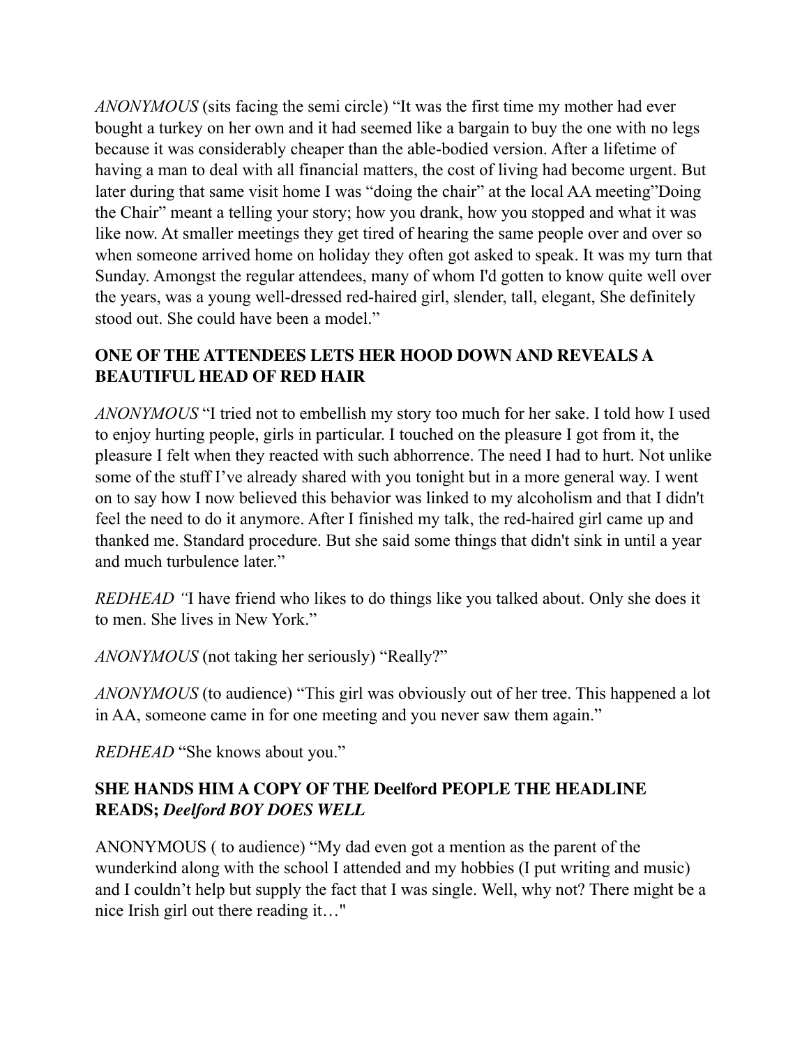*ANONYMOUS* (sits facing the semi circle) "It was the first time my mother had ever bought a turkey on her own and it had seemed like a bargain to buy the one with no legs because it was considerably cheaper than the able-bodied version. After a lifetime of having a man to deal with all financial matters, the cost of living had become urgent. But later during that same visit home I was "doing the chair" at the local AA meeting"Doing the Chair" meant a telling your story; how you drank, how you stopped and what it was like now. At smaller meetings they get tired of hearing the same people over and over so when someone arrived home on holiday they often got asked to speak. It was my turn that Sunday. Amongst the regular attendees, many of whom I'd gotten to know quite well over the years, was a young well-dressed red-haired girl, slender, tall, elegant, She definitely stood out. She could have been a model."

**ONE OF THE ATTENDEES LETS HER HOOD DOWN AND REVEALS A BEAUTIFUL HEAD OF RED HAIR**

*ANONYMOUS* "I tried not to embellish my story too much for her sake. I told how I used to enjoy hurting people, girls in particular. I touched on the pleasure I got from it, the pleasure I felt when they reacted with such abhorrence. The need I had to hurt. Not unlike some of the stuff I've already shared with you tonight but in a more general way. I went on to say how I now believed this behavior was linked to my alcoholism and that I didn't feel the need to do it anymore. After I finished my talk, the red-haired girl came up and thanked me. Standard procedure. But she said some things that didn't sink in until a year and much turbulence later."

*REDHEAD "*I have friend who likes to do things like you talked about. Only she does it to men. She lives in New York."

*ANONYMOUS* (not taking her seriously) "Really?"

*ANONYMOUS* (to audience) "This girl was obviously out of her tree. This happened a lot in AA, someone came in for one meeting and you never saw them again."

*REDHEAD* "She knows about you."

**SHE HANDS HIM A COPY OF THE Deelford PEOPLE THE HEADLINE READS; *Deelford BOY DOES WELL***

ANONYMOUS ( to audience) "My dad even got a mention as the parent of the wunderkind along with the school I attended and my hobbies (I put writing and music) and I couldn't help but supply the fact that I was single. Well, why not? There might be a nice Irish girl out there reading it…"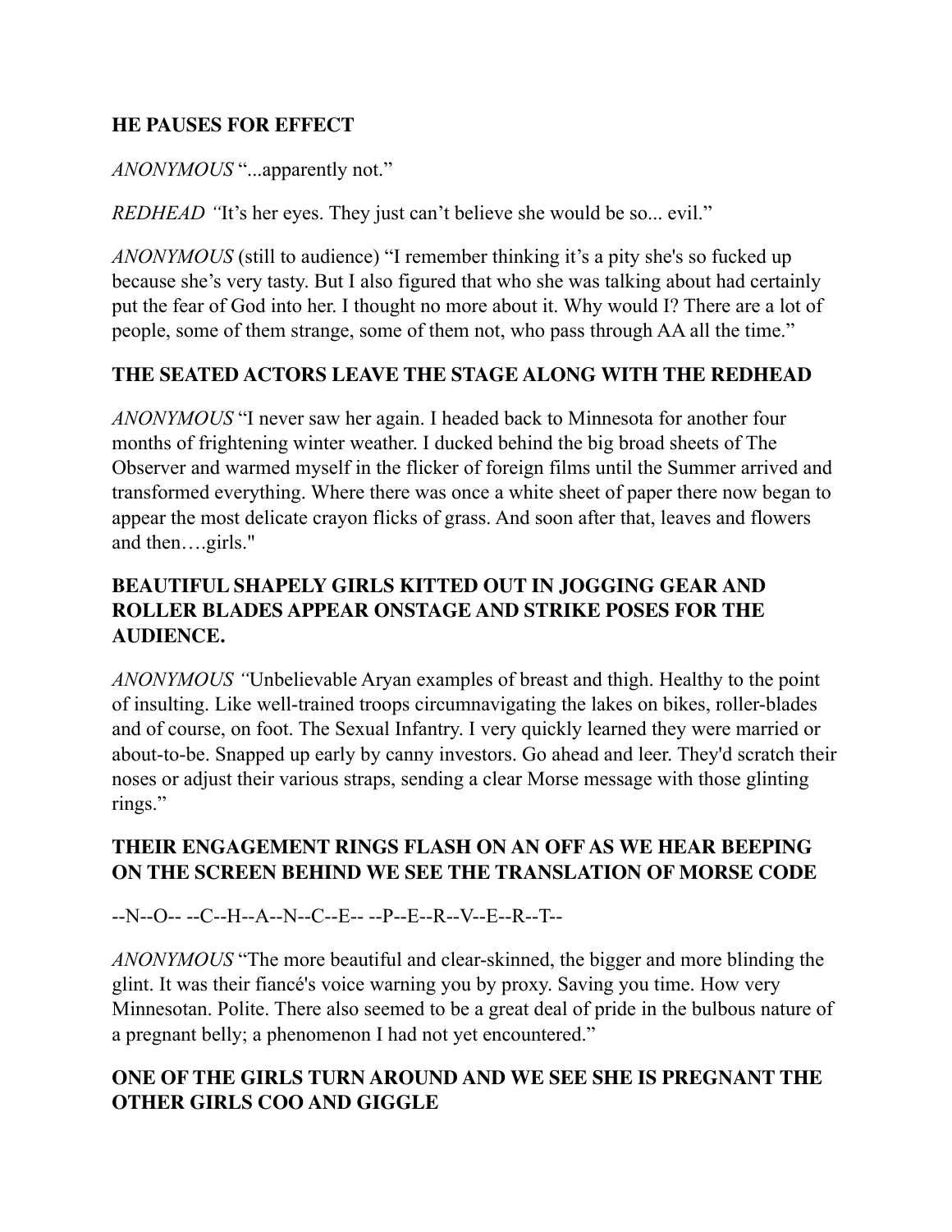**HE PAUSES FOR EFFECT**

*ANONYMOUS* "...apparently not."

*REDHEAD "*It's her eyes. They just can't believe she would be so... evil."

*ANONYMOUS* (still to audience) "I remember thinking it's a pity she's so fucked up because she's very tasty. But I also figured that who she was talking about had certainly put the fear of God into her. I thought no more about it. Why would I? There are a lot of people, some of them strange, some of them not, who pass through AA all the time."

**THE SEATED ACTORS LEAVE THE STAGE ALONG WITH THE REDHEAD**

*ANONYMOUS* "I never saw her again. I headed back to Minnesota for another four months of frightening winter weather. I ducked behind the big broad sheets of The Observer and warmed myself in the flicker of foreign films until the Summer arrived and transformed everything. Where there was once a white sheet of paper there now began to appear the most delicate crayon flicks of grass. And soon after that, leaves and flowers and then….girls."

**BEAUTIFUL SHAPELY GIRLS KITTED OUT IN JOGGING GEAR AND ROLLER BLADES APPEAR ONSTAGE AND STRIKE POSES FOR THE AUDIENCE.**

*ANONYMOUS "*Unbelievable Aryan examples of breast and thigh. Healthy to the point of insulting. Like well-trained troops circumnavigating the lakes on bikes, roller-blades and of course, on foot. The Sexual Infantry. I very quickly learned they were married or about-to-be. Snapped up early by canny investors. Go ahead and leer. They'd scratch their noses or adjust their various straps, sending a clear Morse message with those glinting rings."

**THEIR ENGAGEMENT RINGS FLASH ON AN OFF AS WE HEAR BEEPING ON THE SCREEN BEHIND WE SEE THE TRANSLATION OF MORSE CODE**

--N--O-- --C--H--A--N--C--E-- --P--E--R--V--E--R--T--

*ANONYMOUS* "The more beautiful and clear-skinned, the bigger and more blinding the glint. It was their fiancé's voice warning you by proxy. Saving you time. How very Minnesotan. Polite. There also seemed to be a great deal of pride in the bulbous nature of a pregnant belly; a phenomenon I had not yet encountered."

**ONE OF THE GIRLS TURN AROUND AND WE SEE SHE IS PREGNANT THE OTHER GIRLS COO AND GIGGLE**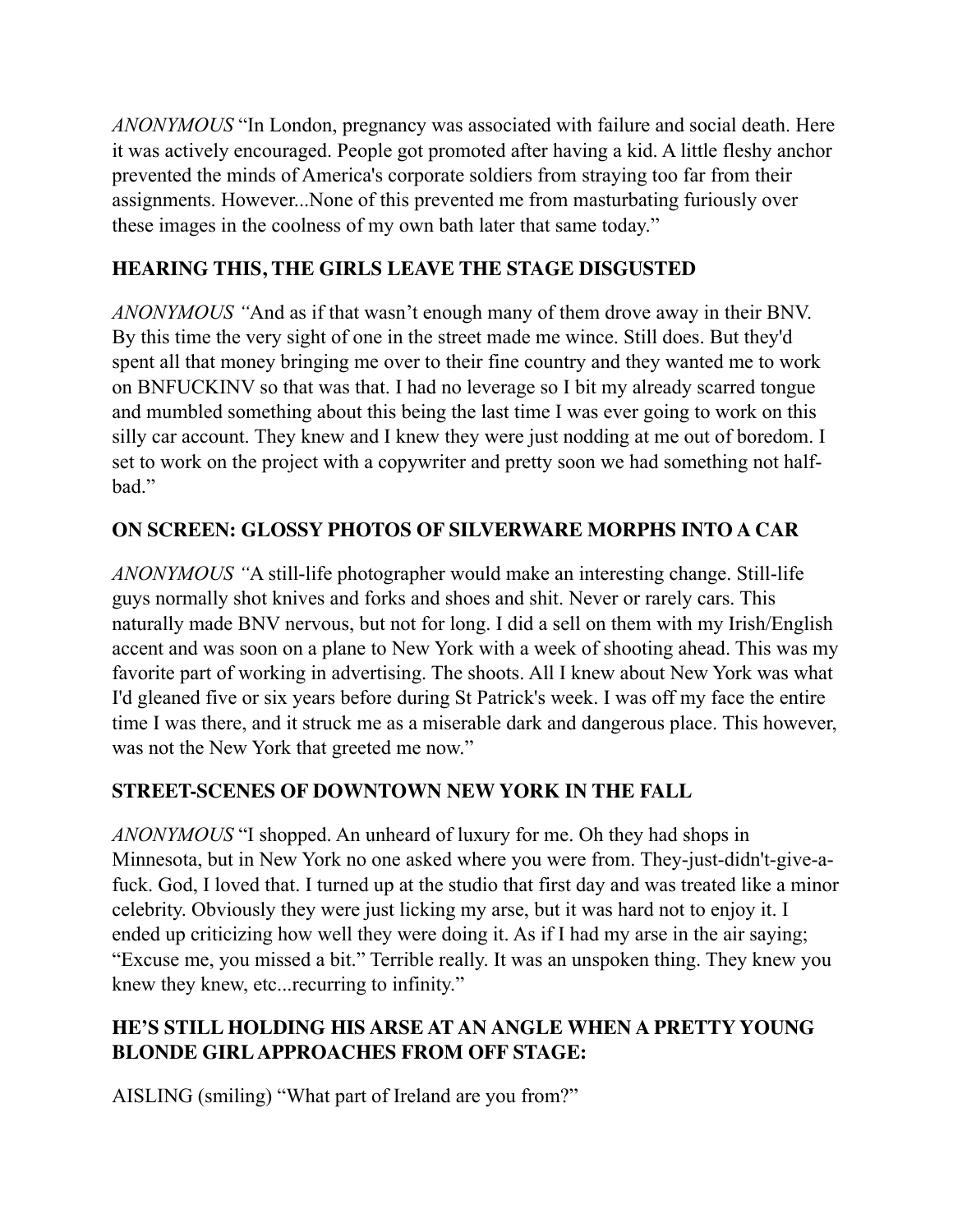*ANONYMOUS* "In London, pregnancy was associated with failure and social death. Here it was actively encouraged. People got promoted after having a kid. A little fleshy anchor prevented the minds of America's corporate soldiers from straying too far from their assignments. However...None of this prevented me from masturbating furiously over these images in the coolness of my own bath later that same today."

**HEARING THIS, THE GIRLS LEAVE THE STAGE DISGUSTED**

*ANONYMOUS "*And as if that wasn't enough many of them drove away in their BNV. By this time the very sight of one in the street made me wince. Still does. But they'd spent all that money bringing me over to their fine country and they wanted me to work on BNFUCKINV so that was that. I had no leverage so I bit my already scarred tongue and mumbled something about this being the last time I was ever going to work on this silly car account. They knew and I knew they were just nodding at me out of boredom. I set to work on the project with a copywriter and pretty soon we had something not half-bad."

**ON SCREEN: GLOSSY PHOTOS OF SILVERWARE MORPHS INTO A CAR**

*ANONYMOUS "*A still-life photographer would make an interesting change. Still-life guys normally shot knives and forks and shoes and shit. Never or rarely cars. This naturally made BNV nervous, but not for long. I did a sell on them with my Irish/English accent and was soon on a plane to New York with a week of shooting ahead. This was my favorite part of working in advertising. The shoots. All I knew about New York was what I'd gleaned five or six years before during St Patrick's week. I was off my face the entire time I was there, and it struck me as a miserable dark and dangerous place. This however, was not the New York that greeted me now."

**STREET-SCENES OF DOWNTOWN NEW YORK IN THE FALL**

*ANONYMOUS* "I shopped. An unheard of luxury for me. Oh they had shops in Minnesota, but in New York no one asked where you were from. They-just-didn't-give-a-fuck. God, I loved that. I turned up at the studio that first day and was treated like a minor celebrity. Obviously they were just licking my arse, but it was hard not to enjoy it. I ended up criticizing how well they were doing it. As if I had my arse in the air saying; "Excuse me, you missed a bit." Terrible really. It was an unspoken thing. They knew you knew they knew, etc...recurring to infinity."

**HE'S STILL HOLDING HIS ARSE AT AN ANGLE WHEN A PRETTY YOUNG BLONDE GIRL APPROACHES FROM OFF STAGE:**

AISLING (smiling) "What part of Ireland are you from?"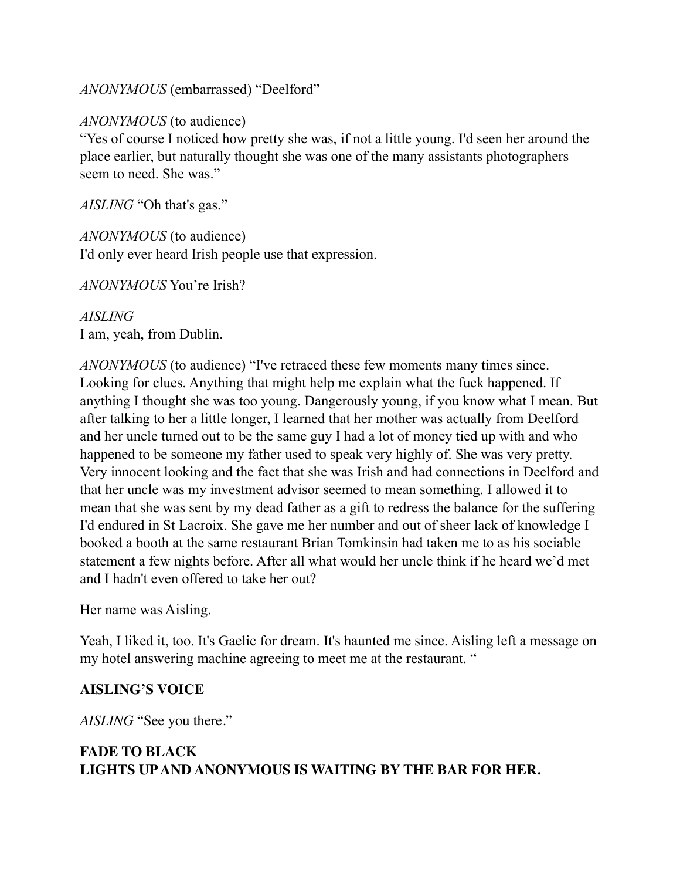*ANONYMOUS* (embarrassed) “Deelford”

*ANONYMOUS* (to audience)
“Yes of course I noticed how pretty she was, if not a little young. I'd seen her around the place earlier, but naturally thought she was one of the many assistants photographers seem to need. She was.”

*AISLING* “Oh that's gas.”

*ANONYMOUS* (to audience)
I'd only ever heard Irish people use that expression.

*ANONYMOUS* You’re Irish?

*AISLING*
I am, yeah, from Dublin.

*ANONYMOUS* (to audience) “I've retraced these few moments many times since. Looking for clues. Anything that might help me explain what the fuck happened. If anything I thought she was too young. Dangerously young, if you know what I mean. But after talking to her a little longer, I learned that her mother was actually from Deelford and her uncle turned out to be the same guy I had a lot of money tied up with and who happened to be someone my father used to speak very highly of. She was very pretty. Very innocent looking and the fact that she was Irish and had connections in Deelford and that her uncle was my investment advisor seemed to mean something. I allowed it to mean that she was sent by my dead father as a gift to redress the balance for the suffering I'd endured in St Lacroix. She gave me her number and out of sheer lack of knowledge I booked a booth at the same restaurant Brian Tomkinsin had taken me to as his sociable statement a few nights before. After all what would her uncle think if he heard we’d met and I hadn't even offered to take her out?

Her name was Aisling.

Yeah, I liked it, too. It's Gaelic for dream. It's haunted me since. Aisling left a message on my hotel answering machine agreeing to meet me at the restaurant. “

**AISLING’S VOICE**

*AISLING* “See you there.”

**FADE TO BLACK**
**LIGHTS UP AND ANONYMOUS IS WAITING BY THE BAR FOR HER.**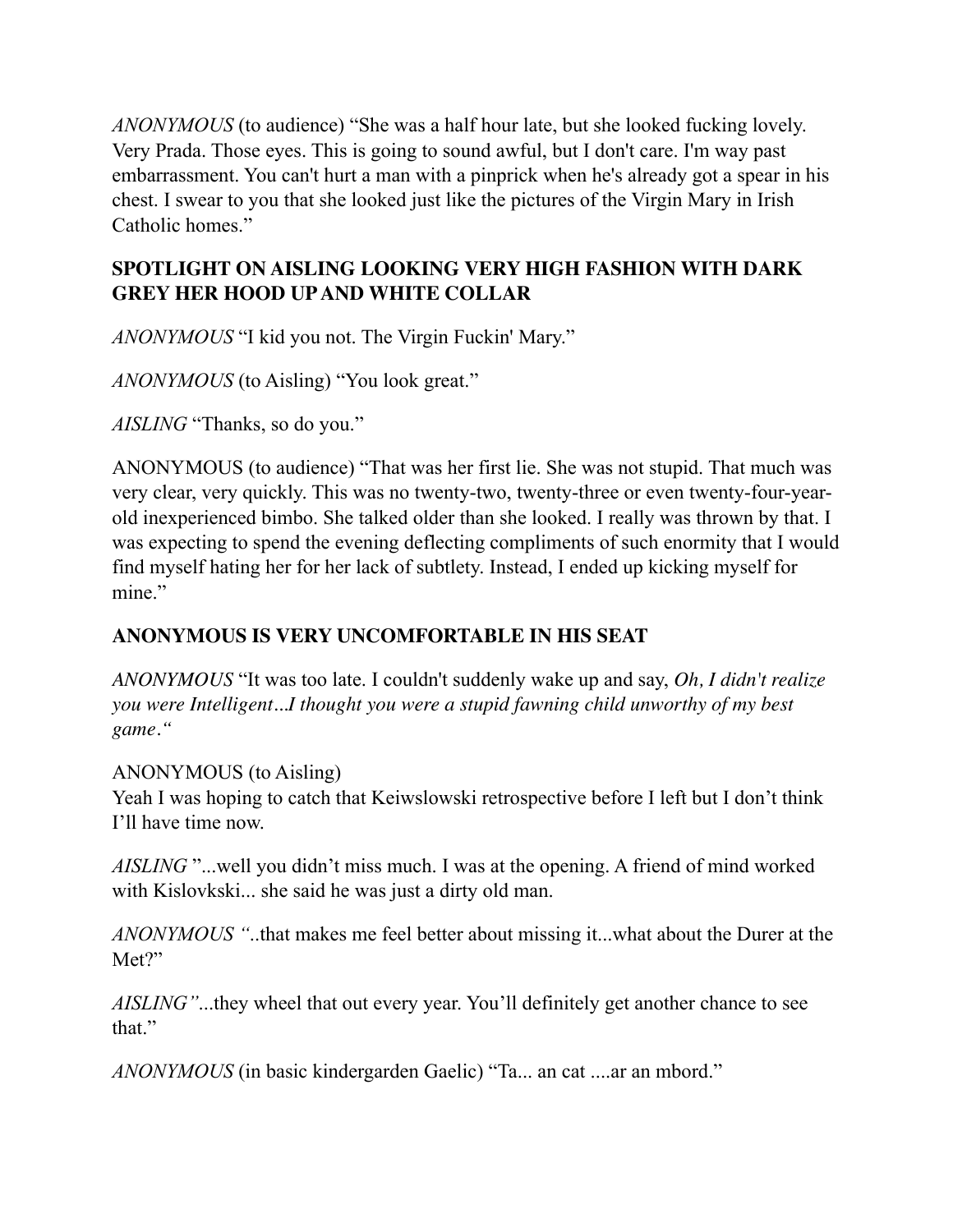*ANONYMOUS* (to audience) "She was a half hour late, but she looked fucking lovely. Very Prada. Those eyes. This is going to sound awful, but I don't care. I'm way past embarrassment. You can't hurt a man with a pinprick when he's already got a spear in his chest. I swear to you that she looked just like the pictures of the Virgin Mary in Irish Catholic homes."

**SPOTLIGHT ON AISLING LOOKING VERY HIGH FASHION WITH DARK GREY HER HOOD UP AND WHITE COLLAR**

*ANONYMOUS* "I kid you not. The Virgin Fuckin' Mary."

*ANONYMOUS* (to Aisling) "You look great."

*AISLING* "Thanks, so do you."

ANONYMOUS (to audience) "That was her first lie. She was not stupid. That much was very clear, very quickly. This was no twenty-two, twenty-three or even twenty-four-year-old inexperienced bimbo. She talked older than she looked. I really was thrown by that. I was expecting to spend the evening deflecting compliments of such enormity that I would find myself hating her for her lack of subtlety. Instead, I ended up kicking myself for mine."

**ANONYMOUS IS VERY UNCOMFORTABLE IN HIS SEAT**

*ANONYMOUS* "It was too late. I couldn't suddenly wake up and say, *Oh, I didn't realize you were Intelligent…I thought you were a stupid fawning child unworthy of my best game*."

ANONYMOUS (to Aisling)
Yeah I was hoping to catch that Keiwslowski retrospective before I left but I don't think I'll have time now.

*AISLING* "...well you didn't miss much. I was at the opening. A friend of mind worked with Kislovkski... she said he was just a dirty old man.

*ANONYMOUS* "..that makes me feel better about missing it...what about the Durer at the Met?"

*AISLING*"...they wheel that out every year. You'll definitely get another chance to see that."

*ANONYMOUS* (in basic kindergarden Gaelic) "Ta... an cat ....ar an mbord."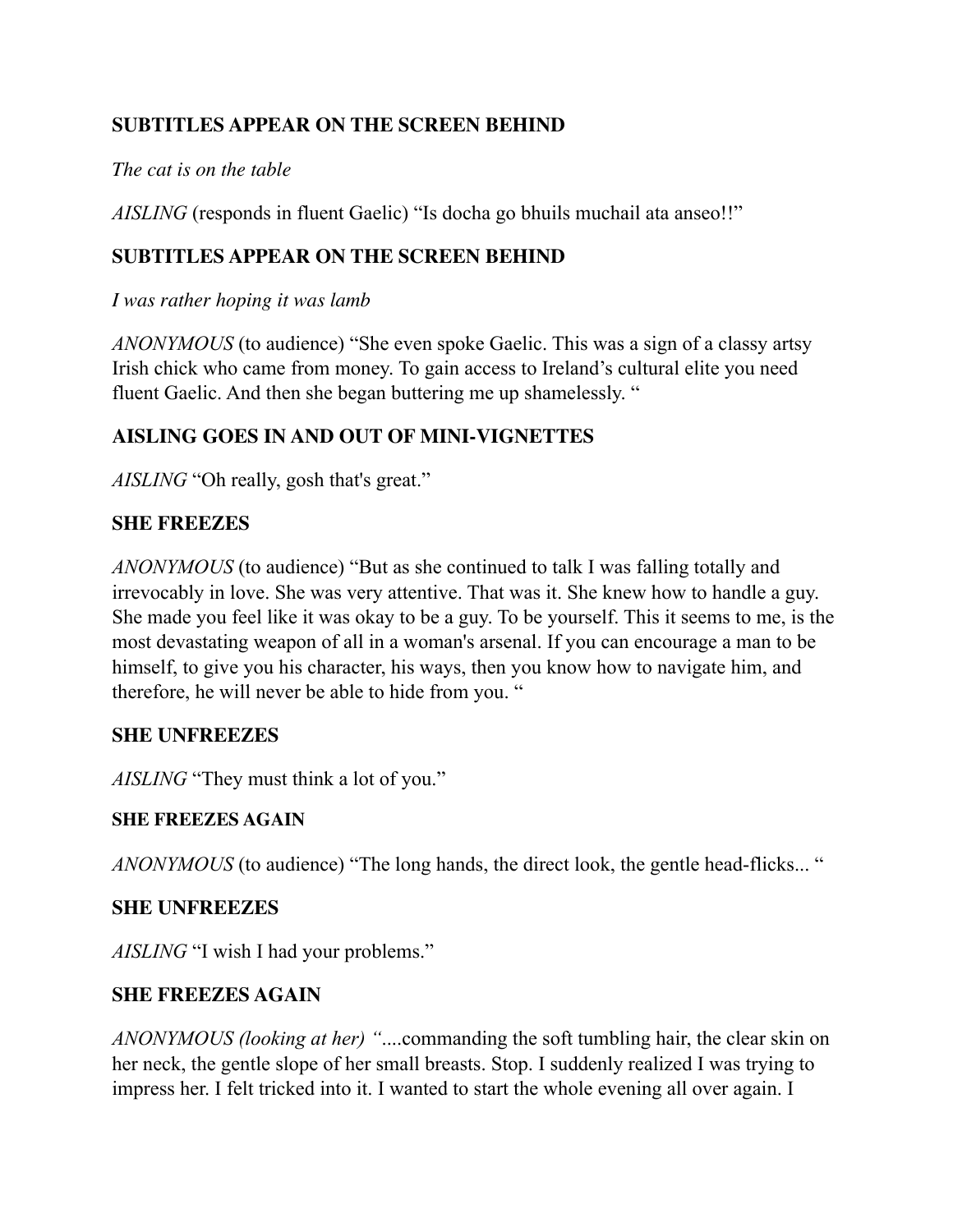**SUBTITLES APPEAR ON THE SCREEN BEHIND**

*The cat is on the table*

*AISLING* (responds in fluent Gaelic) "Is docha go bhuils muchail ata anseo!!"

**SUBTITLES APPEAR ON THE SCREEN BEHIND**

*I was rather hoping it was lamb*

*ANONYMOUS* (to audience) "She even spoke Gaelic. This was a sign of a classy artsy Irish chick who came from money. To gain access to Ireland's cultural elite you need fluent Gaelic. And then she began buttering me up shamelessly. "

**AISLING GOES IN AND OUT OF MINI-VIGNETTES**

*AISLING* "Oh really, gosh that's great."

**SHE FREEZES**

*ANONYMOUS* (to audience) "But as she continued to talk I was falling totally and irrevocably in love. She was very attentive. That was it. She knew how to handle a guy. She made you feel like it was okay to be a guy. To be yourself. This it seems to me, is the most devastating weapon of all in a woman's arsenal. If you can encourage a man to be himself, to give you his character, his ways, then you know how to navigate him, and therefore, he will never be able to hide from you. "

**SHE UNFREEZES**

*AISLING* "They must think a lot of you."

**SHE FREEZES AGAIN**

*ANONYMOUS* (to audience) "The long hands, the direct look, the gentle head-flicks... "

**SHE UNFREEZES**

*AISLING* "I wish I had your problems."

**SHE FREEZES AGAIN**

*ANONYMOUS (looking at her) "*....commanding the soft tumbling hair, the clear skin on her neck, the gentle slope of her small breasts. Stop. I suddenly realized I was trying to impress her. I felt tricked into it. I wanted to start the whole evening all over again. I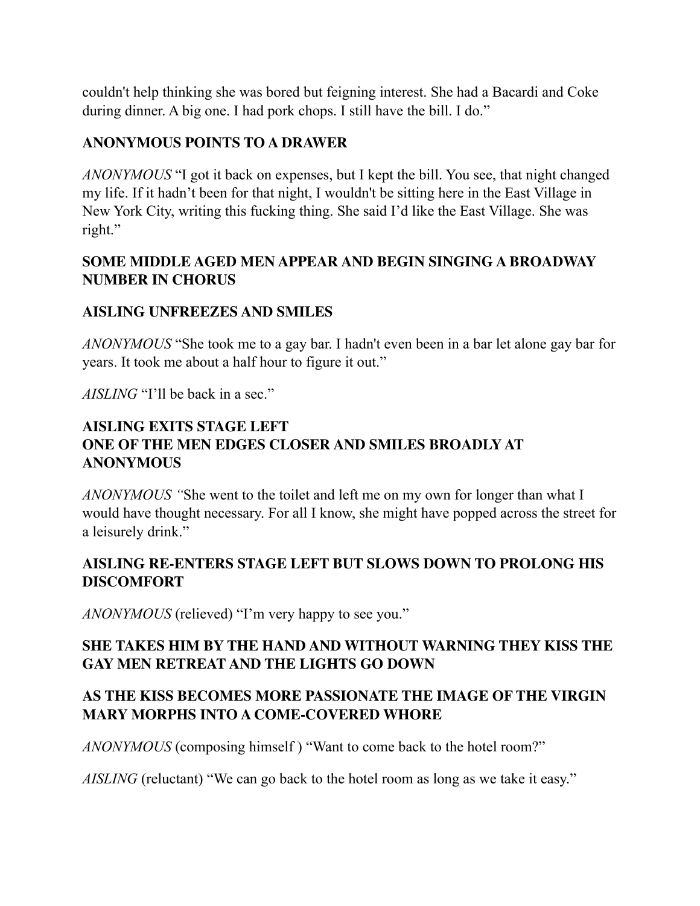couldn't help thinking she was bored but feigning interest. She had a Bacardi and Coke during dinner. A big one. I had pork chops. I still have the bill. I do."

**ANONYMOUS POINTS TO A DRAWER**

*ANONYMOUS* "I got it back on expenses, but I kept the bill. You see, that night changed my life. If it hadn't been for that night, I wouldn't be sitting here in the East Village in New York City, writing this fucking thing. She said I'd like the East Village. She was right."

**SOME MIDDLE AGED MEN APPEAR AND BEGIN SINGING A BROADWAY NUMBER IN CHORUS**

**AISLING UNFREEZES AND SMILES**

*ANONYMOUS* "She took me to a gay bar. I hadn't even been in a bar let alone gay bar for years. It took me about a half hour to figure it out."

*AISLING* "I'll be back in a sec."

**AISLING EXITS STAGE LEFT**
**ONE OF THE MEN EDGES CLOSER AND SMILES BROADLY AT ANONYMOUS**

*ANONYMOUS "*She went to the toilet and left me on my own for longer than what I would have thought necessary. For all I know, she might have popped across the street for a leisurely drink."

**AISLING RE-ENTERS STAGE LEFT BUT SLOWS DOWN TO PROLONG HIS DISCOMFORT**

*ANONYMOUS* (relieved) "I'm very happy to see you."

**SHE TAKES HIM BY THE HAND AND WITHOUT WARNING THEY KISS THE GAY MEN RETREAT AND THE LIGHTS GO DOWN**

**AS THE KISS BECOMES MORE PASSIONATE THE IMAGE OF THE VIRGIN MARY MORPHS INTO A COME-COVERED WHORE**

*ANONYMOUS* (composing himself ) "Want to come back to the hotel room?"

*AISLING* (reluctant) "We can go back to the hotel room as long as we take it easy."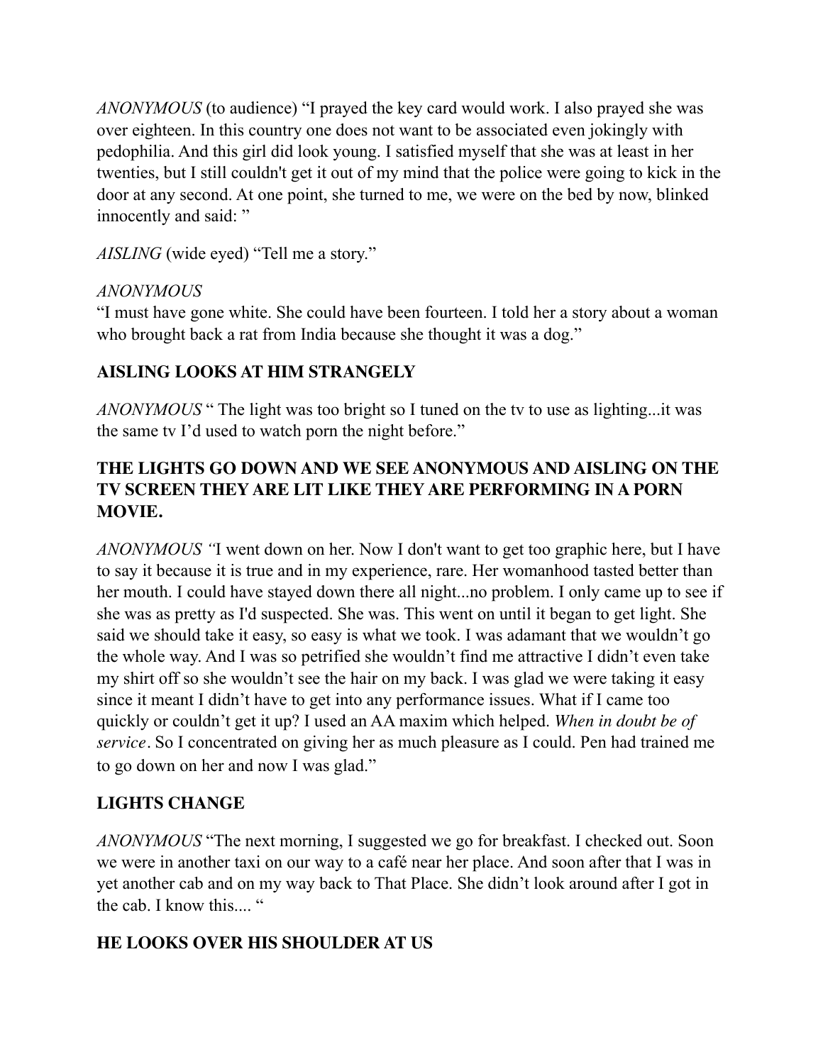*ANONYMOUS* (to audience) "I prayed the key card would work. I also prayed she was over eighteen. In this country one does not want to be associated even jokingly with pedophilia. And this girl did look young. I satisfied myself that she was at least in her twenties, but I still couldn't get it out of my mind that the police were going to kick in the door at any second. At one point, she turned to me, we were on the bed by now, blinked innocently and said: "

*AISLING* (wide eyed) "Tell me a story."

*ANONYMOUS*
"I must have gone white. She could have been fourteen. I told her a story about a woman who brought back a rat from India because she thought it was a dog."

**AISLING LOOKS AT HIM STRANGELY**

*ANONYMOUS* " The light was too bright so I tuned on the tv to use as lighting...it was the same tv I'd used to watch porn the night before."

**THE LIGHTS GO DOWN AND WE SEE ANONYMOUS AND AISLING ON THE TV SCREEN THEY ARE LIT LIKE THEY ARE PERFORMING IN A PORN MOVIE.**

*ANONYMOUS "*I went down on her. Now I don't want to get too graphic here, but I have to say it because it is true and in my experience, rare. Her womanhood tasted better than her mouth. I could have stayed down there all night...no problem. I only came up to see if she was as pretty as I'd suspected. She was. This went on until it began to get light. She said we should take it easy, so easy is what we took. I was adamant that we wouldn't go the whole way. And I was so petrified she wouldn't find me attractive I didn't even take my shirt off so she wouldn't see the hair on my back. I was glad we were taking it easy since it meant I didn't have to get into any performance issues. What if I came too quickly or couldn't get it up? I used an AA maxim which helped. *When in doubt be of service*. So I concentrated on giving her as much pleasure as I could. Pen had trained me to go down on her and now I was glad."

**LIGHTS CHANGE**

*ANONYMOUS* "The next morning, I suggested we go for breakfast. I checked out. Soon we were in another taxi on our way to a café near her place. And soon after that I was in yet another cab and on my way back to That Place. She didn't look around after I got in the cab. I know this.... "

**HE LOOKS OVER HIS SHOULDER AT US**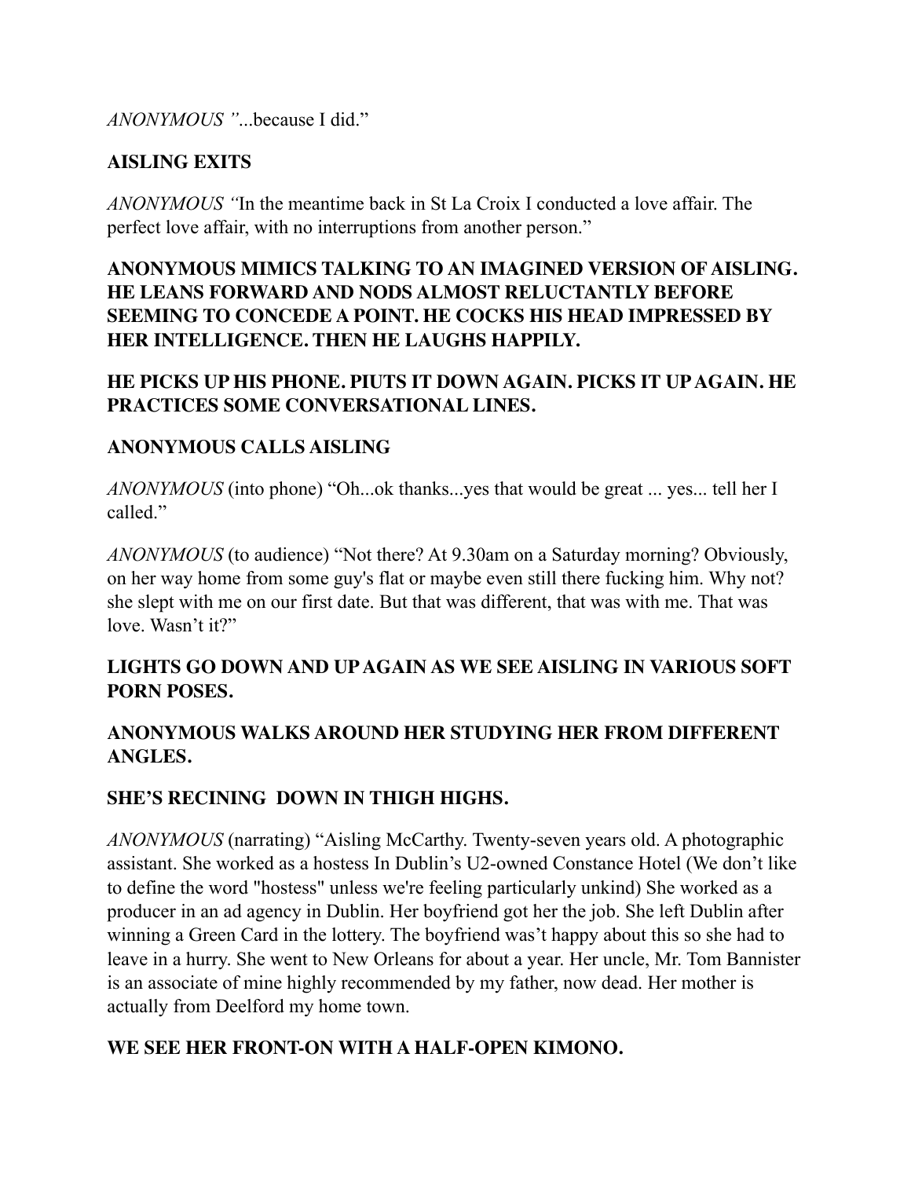*ANONYMOUS "*...because I did."

**AISLING EXITS**

*ANONYMOUS "*In the meantime back in St La Croix I conducted a love affair. The perfect love affair, with no interruptions from another person."

**ANONYMOUS MIMICS TALKING TO AN IMAGINED VERSION OF AISLING. HE LEANS FORWARD AND NODS ALMOST RELUCTANTLY BEFORE SEEMING TO CONCEDE A POINT. HE COCKS HIS HEAD IMPRESSED BY HER INTELLIGENCE. THEN HE LAUGHS HAPPILY.**

**HE PICKS UP HIS PHONE. PIUTS IT DOWN AGAIN. PICKS IT UP AGAIN. HE PRACTICES SOME CONVERSATIONAL LINES.**

**ANONYMOUS CALLS AISLING**

*ANONYMOUS* (into phone) "Oh...ok thanks...yes that would be great ... yes... tell her I called."

*ANONYMOUS* (to audience) "Not there? At 9.30am on a Saturday morning? Obviously, on her way home from some guy's flat or maybe even still there fucking him. Why not? she slept with me on our first date. But that was different, that was with me. That was love. Wasn't it?"

**LIGHTS GO DOWN AND UP AGAIN AS WE SEE AISLING IN VARIOUS SOFT PORN POSES.**

**ANONYMOUS WALKS AROUND HER STUDYING HER FROM DIFFERENT ANGLES.**

**SHE'S RECINING DOWN IN THIGH HIGHS.**

*ANONYMOUS* (narrating) "Aisling McCarthy. Twenty-seven years old. A photographic assistant. She worked as a hostess In Dublin's U2-owned Constance Hotel (We don't like to define the word "hostess" unless we're feeling particularly unkind) She worked as a producer in an ad agency in Dublin. Her boyfriend got her the job. She left Dublin after winning a Green Card in the lottery. The boyfriend was't happy about this so she had to leave in a hurry. She went to New Orleans for about a year. Her uncle, Mr. Tom Bannister is an associate of mine highly recommended by my father, now dead. Her mother is actually from Deelford my home town.

**WE SEE HER FRONT-ON WITH A HALF-OPEN KIMONO.**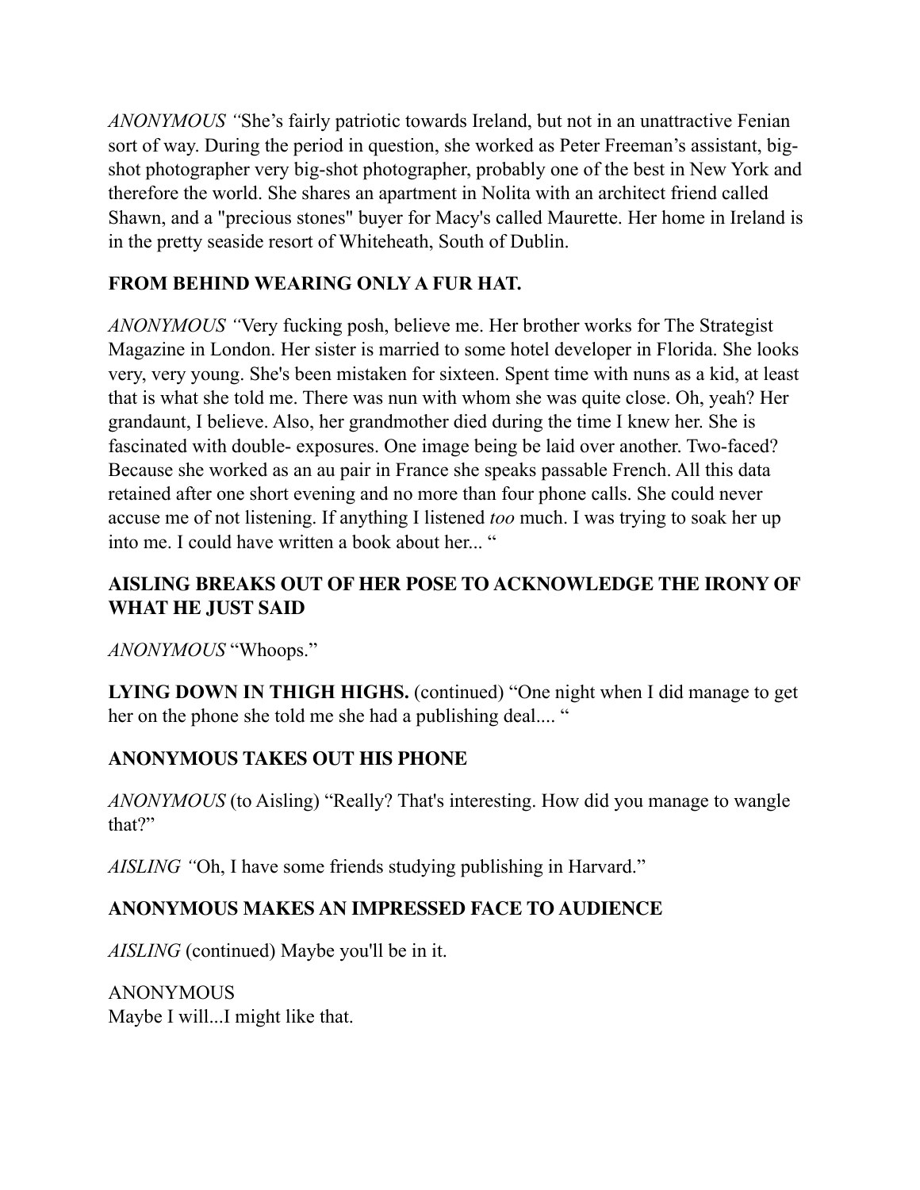*ANONYMOUS "*She's fairly patriotic towards Ireland, but not in an unattractive Fenian sort of way. During the period in question, she worked as Peter Freeman's assistant, big-shot photographer very big-shot photographer, probably one of the best in New York and therefore the world. She shares an apartment in Nolita with an architect friend called Shawn, and a "precious stones" buyer for Macy's called Maurette. Her home in Ireland is in the pretty seaside resort of Whiteheath, South of Dublin.

**FROM BEHIND WEARING ONLY A FUR HAT.**

*ANONYMOUS "*Very fucking posh, believe me. Her brother works for The Strategist Magazine in London. Her sister is married to some hotel developer in Florida. She looks very, very young. She's been mistaken for sixteen. Spent time with nuns as a kid, at least that is what she told me. There was nun with whom she was quite close. Oh, yeah? Her grandaunt, I believe. Also, her grandmother died during the time I knew her. She is fascinated with double- exposures. One image being be laid over another. Two-faced? Because she worked as an au pair in France she speaks passable French. All this data retained after one short evening and no more than four phone calls. She could never accuse me of not listening. If anything I listened *too* much. I was trying to soak her up into me. I could have written a book about her... "

**AISLING BREAKS OUT OF HER POSE TO ACKNOWLEDGE THE IRONY OF WHAT HE JUST SAID**

*ANONYMOUS* "Whoops."

**LYING DOWN IN THIGH HIGHS.** (continued) "One night when I did manage to get her on the phone she told me she had a publishing deal.... "

**ANONYMOUS TAKES OUT HIS PHONE**

*ANONYMOUS* (to Aisling) "Really? That's interesting. How did you manage to wangle that?"

*AISLING "*Oh, I have some friends studying publishing in Harvard."

**ANONYMOUS MAKES AN IMPRESSED FACE TO AUDIENCE**

*AISLING* (continued) Maybe you'll be in it.

ANONYMOUS
Maybe I will...I might like that.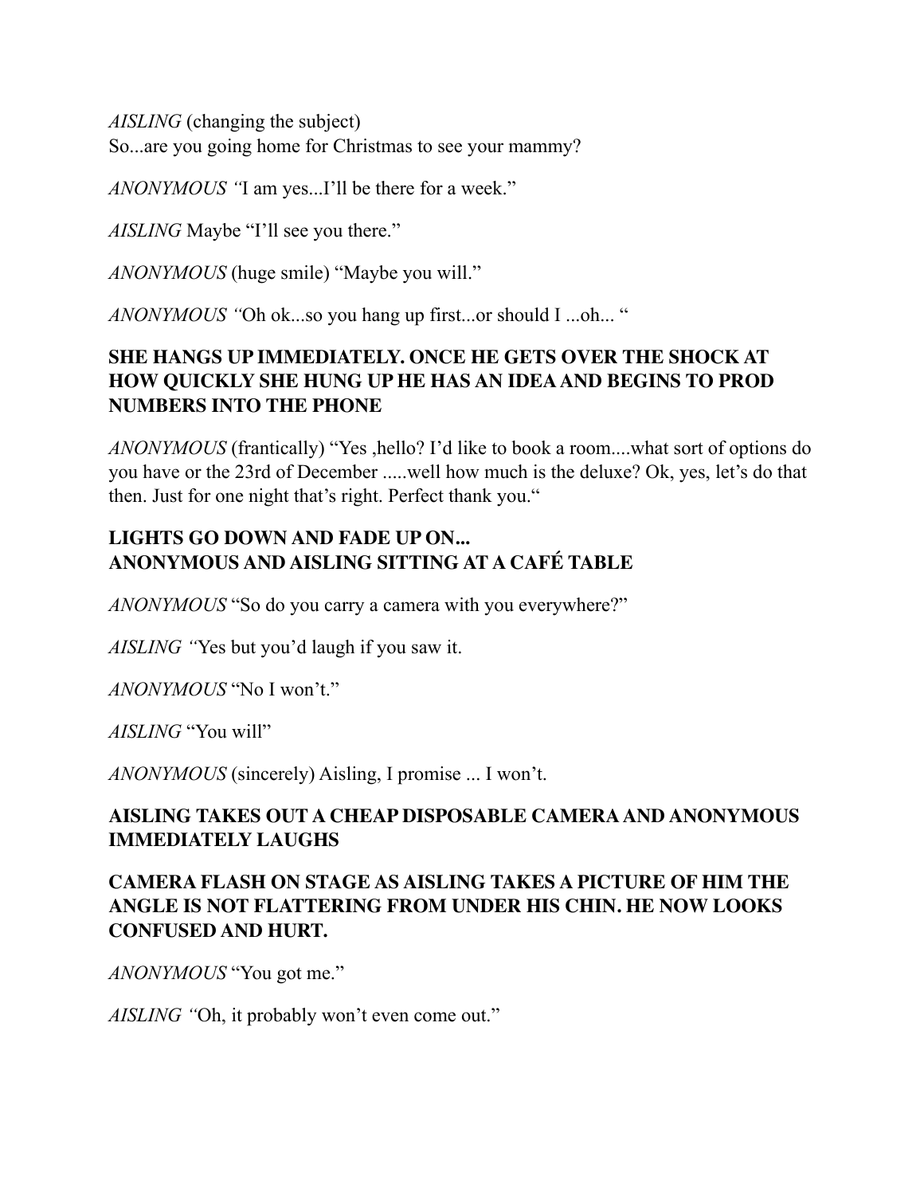*AISLING* (changing the subject)
So...are you going home for Christmas to see your mammy?

*ANONYMOUS "*I am yes...I'll be there for a week."

*AISLING* Maybe "I'll see you there."

*ANONYMOUS* (huge smile) "Maybe you will."

*ANONYMOUS "*Oh ok...so you hang up first...or should I ...oh... "

**SHE HANGS UP IMMEDIATELY. ONCE HE GETS OVER THE SHOCK AT HOW QUICKLY SHE HUNG UP HE HAS AN IDEA AND BEGINS TO PROD NUMBERS INTO THE PHONE**

*ANONYMOUS* (frantically) "Yes ,hello? I'd like to book a room....what sort of options do you have or the 23rd of December .....well how much is the deluxe? Ok, yes, let's do that then. Just for one night that's right. Perfect thank you."

**LIGHTS GO DOWN AND FADE UP ON...**
**ANONYMOUS AND AISLING SITTING AT A CAFÉ TABLE**

*ANONYMOUS* "So do you carry a camera with you everywhere?"

*AISLING "*Yes but you'd laugh if you saw it.

*ANONYMOUS* "No I won't."

*AISLING* "You will"

*ANONYMOUS* (sincerely) Aisling, I promise ... I won't.

**AISLING TAKES OUT A CHEAP DISPOSABLE CAMERA AND ANONYMOUS IMMEDIATELY LAUGHS**

**CAMERA FLASH ON STAGE AS AISLING TAKES A PICTURE OF HIM THE ANGLE IS NOT FLATTERING FROM UNDER HIS CHIN. HE NOW LOOKS CONFUSED AND HURT.**

*ANONYMOUS* "You got me."

*AISLING "*Oh, it probably won't even come out."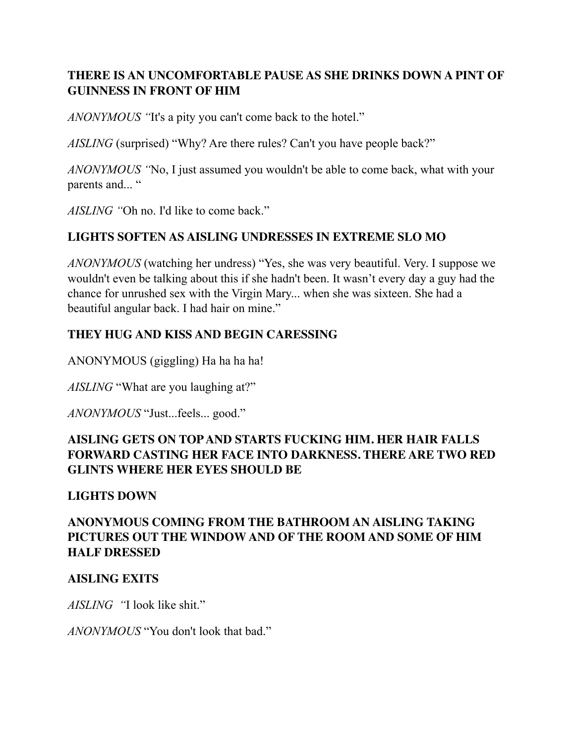**THERE IS AN UNCOMFORTABLE PAUSE AS SHE DRINKS DOWN A PINT OF GUINNESS IN FRONT OF HIM**

*ANONYMOUS "*It's a pity you can't come back to the hotel."

*AISLING* (surprised) "Why? Are there rules? Can't you have people back?"

*ANONYMOUS "*No, I just assumed you wouldn't be able to come back, what with your parents and... "

*AISLING "*Oh no. I'd like to come back."

**LIGHTS SOFTEN AS AISLING UNDRESSES IN EXTREME SLO MO**

*ANONYMOUS* (watching her undress) "Yes, she was very beautiful. Very. I suppose we wouldn't even be talking about this if she hadn't been. It wasn't every day a guy had the chance for unrushed sex with the Virgin Mary... when she was sixteen. She had a beautiful angular back. I had hair on mine."

**THEY HUG AND KISS AND BEGIN CARESSING**

ANONYMOUS (giggling) Ha ha ha ha!

*AISLING* "What are you laughing at?"

*ANONYMOUS* "Just...feels... good."

**AISLING GETS ON TOP AND STARTS FUCKING HIM. HER HAIR FALLS FORWARD CASTING HER FACE INTO DARKNESS. THERE ARE TWO RED GLINTS WHERE HER EYES SHOULD BE**

**LIGHTS DOWN**

**ANONYMOUS COMING FROM THE BATHROOM AN AISLING TAKING PICTURES OUT THE WINDOW AND OF THE ROOM AND SOME OF HIM HALF DRESSED**

**AISLING EXITS**

*AISLING "*I look like shit."

*ANONYMOUS* "You don't look that bad."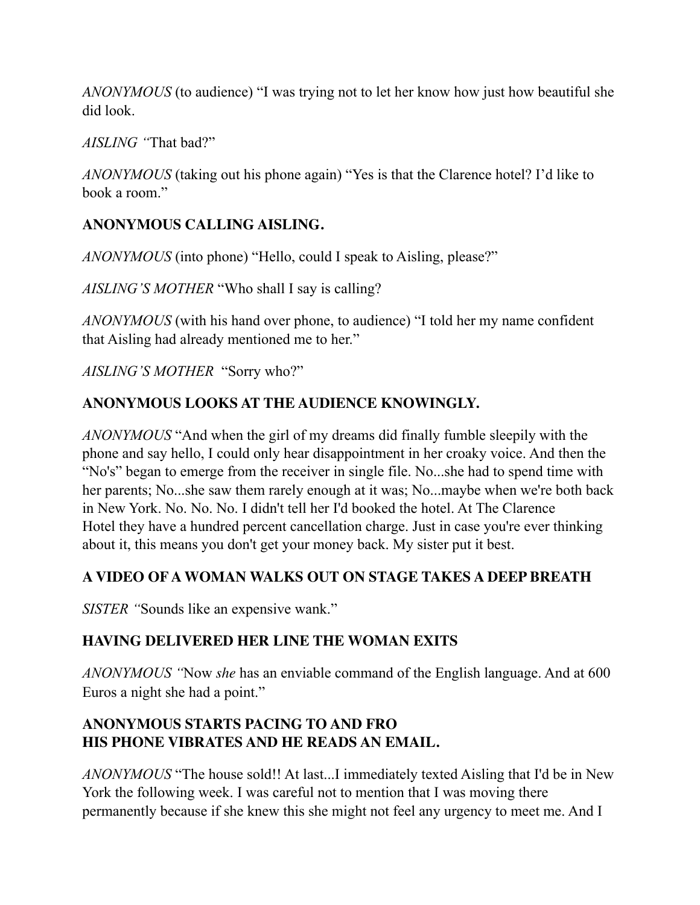*ANONYMOUS* (to audience) "I was trying not to let her know how just how beautiful she did look.

*AISLING "*That bad?"

*ANONYMOUS* (taking out his phone again) "Yes is that the Clarence hotel? I'd like to book a room."

**ANONYMOUS CALLING AISLING.**

*ANONYMOUS* (into phone) "Hello, could I speak to Aisling, please?"

*AISLING'S MOTHER* "Who shall I say is calling?

*ANONYMOUS* (with his hand over phone, to audience) "I told her my name confident that Aisling had already mentioned me to her."

*AISLING'S MOTHER* "Sorry who?"

**ANONYMOUS LOOKS AT THE AUDIENCE KNOWINGLY.**

*ANONYMOUS* "And when the girl of my dreams did finally fumble sleepily with the phone and say hello, I could only hear disappointment in her croaky voice. And then the "No's" began to emerge from the receiver in single file. No...she had to spend time with her parents; No...she saw them rarely enough at it was; No...maybe when we're both back in New York. No. No. No. I didn't tell her I'd booked the hotel. At The Clarence Hotel they have a hundred percent cancellation charge. Just in case you're ever thinking about it, this means you don't get your money back. My sister put it best.

**A VIDEO OF A WOMAN WALKS OUT ON STAGE TAKES A DEEP BREATH**

*SISTER "*Sounds like an expensive wank."

**HAVING DELIVERED HER LINE THE WOMAN EXITS**

*ANONYMOUS "*Now *she* has an enviable command of the English language. And at 600 Euros a night she had a point."

**ANONYMOUS STARTS PACING TO AND FRO**
**HIS PHONE VIBRATES AND HE READS AN EMAIL.**

*ANONYMOUS* "The house sold!! At last...I immediately texted Aisling that I'd be in New York the following week. I was careful not to mention that I was moving there permanently because if she knew this she might not feel any urgency to meet me. And I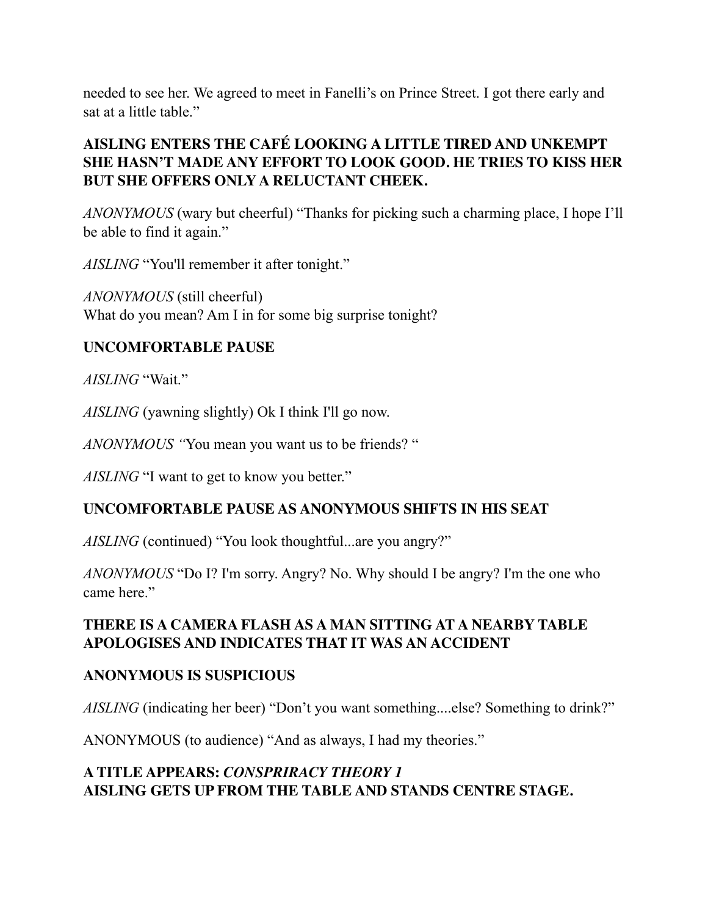needed to see her. We agreed to meet in Fanelli's on Prince Street. I got there early and sat at a little table."

**AISLING ENTERS THE CAFÉ LOOKING A LITTLE TIRED AND UNKEMPT SHE HASN'T MADE ANY EFFORT TO LOOK GOOD. HE TRIES TO KISS HER BUT SHE OFFERS ONLY A RELUCTANT CHEEK.**

*ANONYMOUS* (wary but cheerful) "Thanks for picking such a charming place, I hope I'll be able to find it again."

*AISLING* "You'll remember it after tonight."

*ANONYMOUS* (still cheerful)
What do you mean? Am I in for some big surprise tonight?

**UNCOMFORTABLE PAUSE**

*AISLING* "Wait."

*AISLING* (yawning slightly) Ok I think I'll go now.

*ANONYMOUS "*You mean you want us to be friends? "

*AISLING* "I want to get to know you better."

**UNCOMFORTABLE PAUSE AS ANONYMOUS SHIFTS IN HIS SEAT**

*AISLING* (continued) "You look thoughtful...are you angry?"

*ANONYMOUS* "Do I? I'm sorry. Angry? No. Why should I be angry? I'm the one who came here."

**THERE IS A CAMERA FLASH AS A MAN SITTING AT A NEARBY TABLE APOLOGISES AND INDICATES THAT IT WAS AN ACCIDENT**

**ANONYMOUS IS SUSPICIOUS**

*AISLING* (indicating her beer) "Don't you want something....else? Something to drink?"

ANONYMOUS (to audience) "And as always, I had my theories."

**A TITLE APPEARS: *CONSPRIRACY THEORY 1***
**AISLING GETS UP FROM THE TABLE AND STANDS CENTRE STAGE.**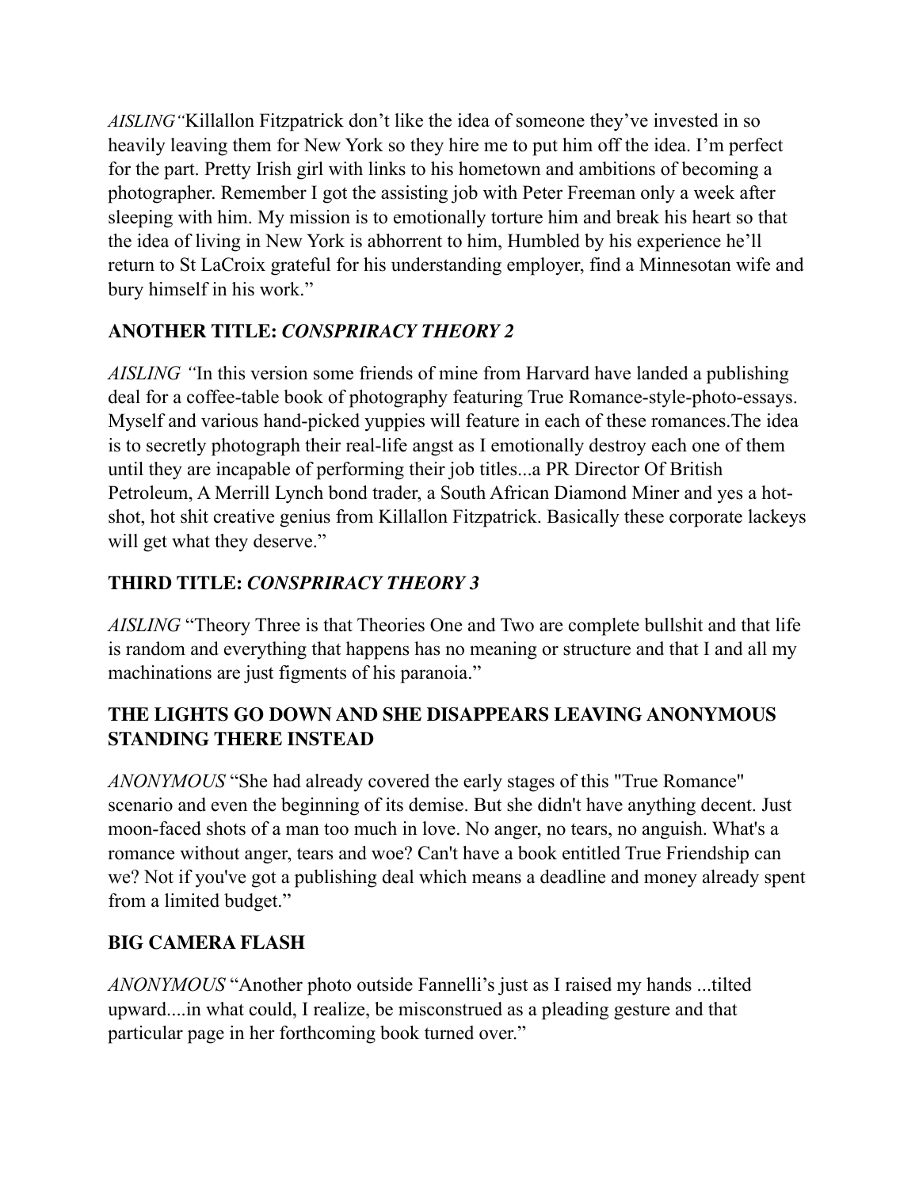*AISLING"*Killallon Fitzpatrick don't like the idea of someone they've invested in so heavily leaving them for New York so they hire me to put him off the idea. I'm perfect for the part. Pretty Irish girl with links to his hometown and ambitions of becoming a photographer. Remember I got the assisting job with Peter Freeman only a week after sleeping with him. My mission is to emotionally torture him and break his heart so that the idea of living in New York is abhorrent to him, Humbled by his experience he'll return to St LaCroix grateful for his understanding employer, find a Minnesotan wife and bury himself in his work."

**ANOTHER TITLE:** ***CONSPRIRACY THEORY 2***

*AISLING "*In this version some friends of mine from Harvard have landed a publishing deal for a coffee-table book of photography featuring True Romance-style-photo-essays. Myself and various hand-picked yuppies will feature in each of these romances.The idea is to secretly photograph their real-life angst as I emotionally destroy each one of them until they are incapable of performing their job titles...a PR Director Of British Petroleum, A Merrill Lynch bond trader, a South African Diamond Miner and yes a hot-shot, hot shit creative genius from Killallon Fitzpatrick. Basically these corporate lackeys will get what they deserve."

**THIRD TITLE:** ***CONSPRIRACY THEORY 3***

*AISLING* "Theory Three is that Theories One and Two are complete bullshit and that life is random and everything that happens has no meaning or structure and that I and all my machinations are just figments of his paranoia."

**THE LIGHTS GO DOWN AND SHE DISAPPEARS LEAVING ANONYMOUS STANDING THERE INSTEAD**

*ANONYMOUS* "She had already covered the early stages of this "True Romance" scenario and even the beginning of its demise. But she didn't have anything decent. Just moon-faced shots of a man too much in love. No anger, no tears, no anguish. What's a romance without anger, tears and woe? Can't have a book entitled True Friendship can we? Not if you've got a publishing deal which means a deadline and money already spent from a limited budget."

**BIG CAMERA FLASH**

*ANONYMOUS* "Another photo outside Fannelli's just as I raised my hands ...tilted upward....in what could, I realize, be misconstrued as a pleading gesture and that particular page in her forthcoming book turned over."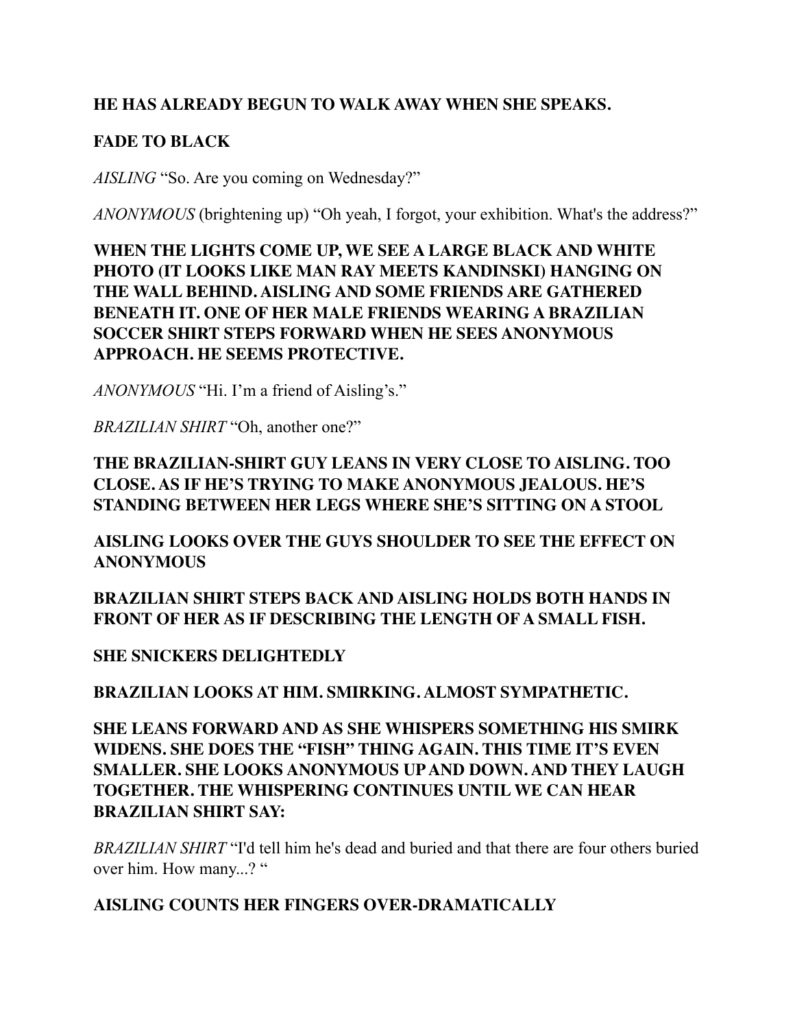**HE HAS ALREADY BEGUN TO WALK AWAY WHEN SHE SPEAKS.**

**FADE TO BLACK**

*AISLING* “So. Are you coming on Wednesday?”

*ANONYMOUS* (brightening up) “Oh yeah, I forgot, your exhibition. What's the address?”

**WHEN THE LIGHTS COME UP, WE SEE A LARGE BLACK AND WHITE PHOTO (IT LOOKS LIKE MAN RAY MEETS KANDINSKI) HANGING ON THE WALL BEHIND. AISLING AND SOME FRIENDS ARE GATHERED BENEATH IT. ONE OF HER MALE FRIENDS WEARING A BRAZILIAN SOCCER SHIRT STEPS FORWARD WHEN HE SEES ANONYMOUS APPROACH. HE SEEMS PROTECTIVE.**

*ANONYMOUS* “Hi. I’m a friend of Aisling’s.”

*BRAZILIAN SHIRT* “Oh, another one?”

**THE BRAZILIAN-SHIRT GUY LEANS IN VERY CLOSE TO AISLING. TOO CLOSE. AS IF HE’S TRYING TO MAKE ANONYMOUS JEALOUS. HE’S STANDING BETWEEN HER LEGS WHERE SHE’S SITTING ON A STOOL**

**AISLING LOOKS OVER THE GUYS SHOULDER TO SEE THE EFFECT ON ANONYMOUS**

**BRAZILIAN SHIRT STEPS BACK AND AISLING HOLDS BOTH HANDS IN FRONT OF HER AS IF DESCRIBING THE LENGTH OF A SMALL FISH.**

**SHE SNICKERS DELIGHTEDLY**

**BRAZILIAN LOOKS AT HIM. SMIRKING. ALMOST SYMPATHETIC.**

**SHE LEANS FORWARD AND AS SHE WHISPERS SOMETHING HIS SMIRK WIDENS. SHE DOES THE “FISH” THING AGAIN. THIS TIME IT’S EVEN SMALLER. SHE LOOKS ANONYMOUS UP AND DOWN. AND THEY LAUGH TOGETHER. THE WHISPERING CONTINUES UNTIL WE CAN HEAR BRAZILIAN SHIRT SAY:**

*BRAZILIAN SHIRT* “I'd tell him he's dead and buried and that there are four others buried over him. How many...? “

**AISLING COUNTS HER FINGERS OVER-DRAMATICALLY**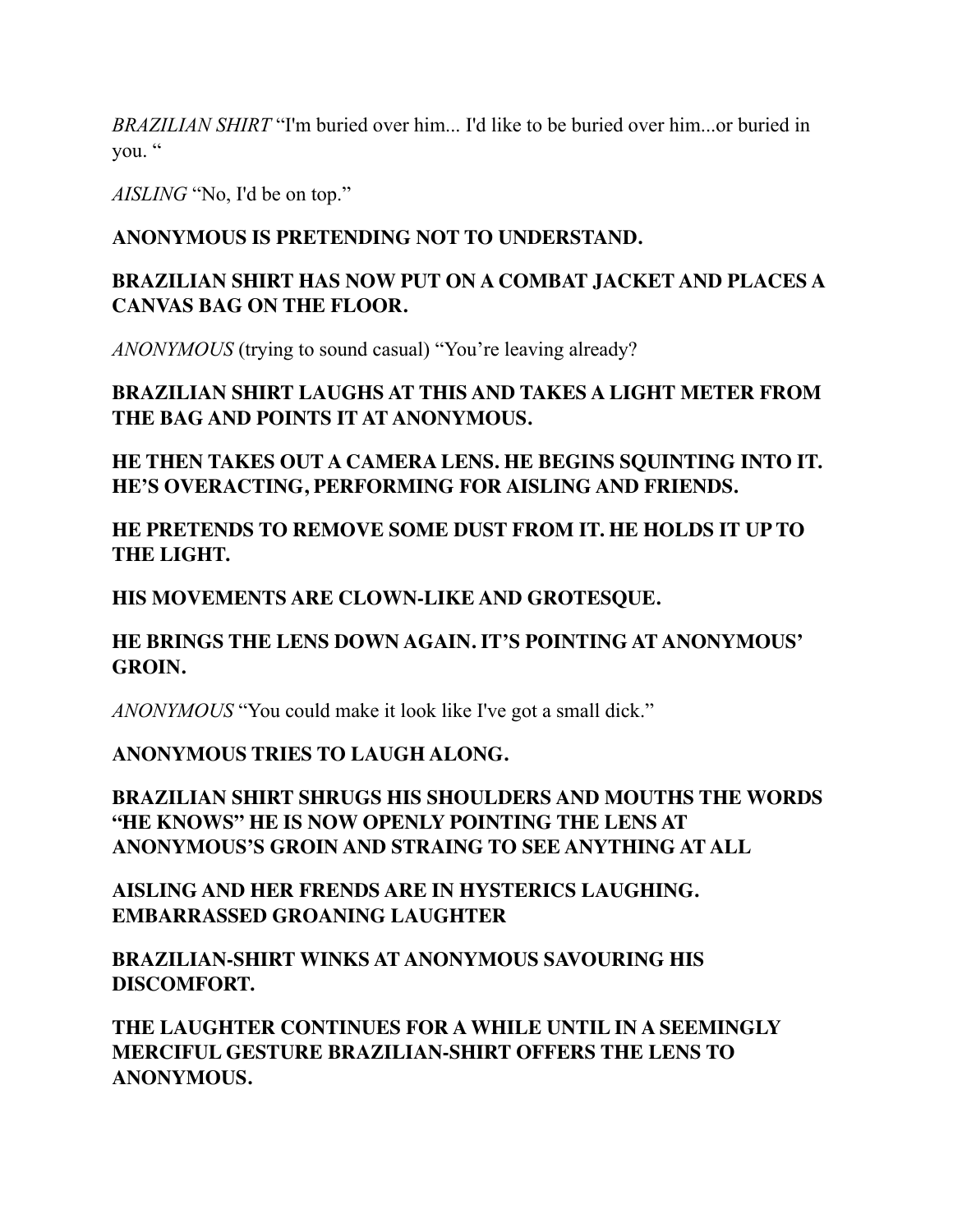*BRAZILIAN SHIRT* "I'm buried over him... I'd like to be buried over him...or buried in you. "

*AISLING* "No, I'd be on top."

**ANONYMOUS IS PRETENDING NOT TO UNDERSTAND.**

**BRAZILIAN SHIRT HAS NOW PUT ON A COMBAT JACKET AND PLACES A CANVAS BAG ON THE FLOOR.**

*ANONYMOUS* (trying to sound casual) "You're leaving already?

**BRAZILIAN SHIRT LAUGHS AT THIS AND TAKES A LIGHT METER FROM THE BAG AND POINTS IT AT ANONYMOUS.**

**HE THEN TAKES OUT A CAMERA LENS. HE BEGINS SQUINTING INTO IT. HE'S OVERACTING, PERFORMING FOR AISLING AND FRIENDS.**

**HE PRETENDS TO REMOVE SOME DUST FROM IT. HE HOLDS IT UP TO THE LIGHT.**

**HIS MOVEMENTS ARE CLOWN-LIKE AND GROTESQUE.**

**HE BRINGS THE LENS DOWN AGAIN. IT'S POINTING AT ANONYMOUS' GROIN.**

*ANONYMOUS* "You could make it look like I've got a small dick."

**ANONYMOUS TRIES TO LAUGH ALONG.**

**BRAZILIAN SHIRT SHRUGS HIS SHOULDERS AND MOUTHS THE WORDS "HE KNOWS" HE IS NOW OPENLY POINTING THE LENS AT ANONYMOUS'S GROIN AND STRAING TO SEE ANYTHING AT ALL**

**AISLING AND HER FRENDS ARE IN HYSTERICS LAUGHING. EMBARRASSED GROANING LAUGHTER**

**BRAZILIAN-SHIRT WINKS AT ANONYMOUS SAVOURING HIS DISCOMFORT.**

**THE LAUGHTER CONTINUES FOR A WHILE UNTIL IN A SEEMINGLY MERCIFUL GESTURE BRAZILIAN-SHIRT OFFERS THE LENS TO ANONYMOUS.**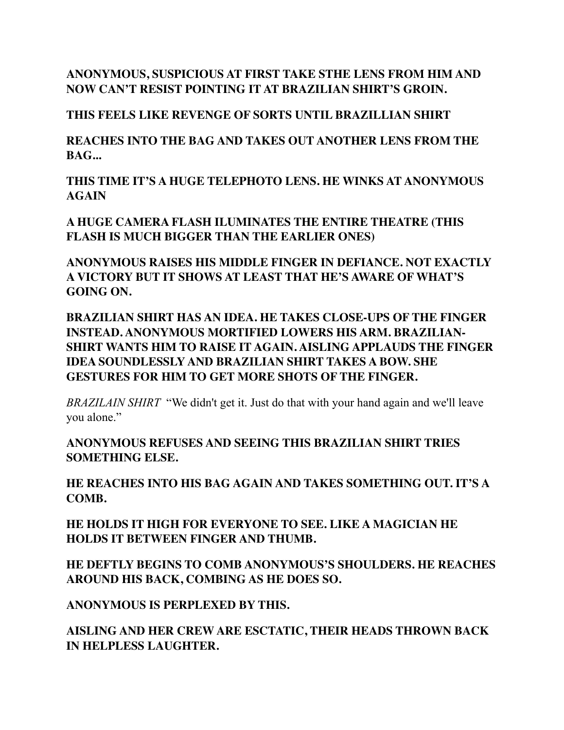**ANONYMOUS, SUSPICIOUS AT FIRST TAKE STHE LENS FROM HIM AND NOW CAN'T RESIST POINTING IT AT BRAZILIAN SHIRT'S GROIN.**

**THIS FEELS LIKE REVENGE OF SORTS UNTIL BRAZILLIAN SHIRT**

**REACHES INTO THE BAG AND TAKES OUT ANOTHER LENS FROM THE BAG...**

**THIS TIME IT'S A HUGE TELEPHOTO LENS. HE WINKS AT ANONYMOUS AGAIN**

**A HUGE CAMERA FLASH ILUMINATES THE ENTIRE THEATRE (THIS FLASH IS MUCH BIGGER THAN THE EARLIER ONES)**

**ANONYMOUS RAISES HIS MIDDLE FINGER IN DEFIANCE. NOT EXACTLY A VICTORY BUT IT SHOWS AT LEAST THAT HE'S AWARE OF WHAT'S GOING ON.**

**BRAZILIAN SHIRT HAS AN IDEA. HE TAKES CLOSE-UPS OF THE FINGER INSTEAD. ANONYMOUS MORTIFIED LOWERS HIS ARM. BRAZILIAN-SHIRT WANTS HIM TO RAISE IT AGAIN. AISLING APPLAUDS THE FINGER IDEA SOUNDLESSLY AND BRAZILIAN SHIRT TAKES A BOW. SHE GESTURES FOR HIM TO GET MORE SHOTS OF THE FINGER.**

*BRAZILAIN SHIRT* "We didn't get it. Just do that with your hand again and we'll leave you alone."

**ANONYMOUS REFUSES AND SEEING THIS BRAZILIAN SHIRT TRIES SOMETHING ELSE.**

**HE REACHES INTO HIS BAG AGAIN AND TAKES SOMETHING OUT. IT'S A COMB.**

**HE HOLDS IT HIGH FOR EVERYONE TO SEE. LIKE A MAGICIAN HE HOLDS IT BETWEEN FINGER AND THUMB.**

**HE DEFTLY BEGINS TO COMB ANONYMOUS'S SHOULDERS. HE REACHES AROUND HIS BACK, COMBING AS HE DOES SO.**

**ANONYMOUS IS PERPLEXED BY THIS.**

**AISLING AND HER CREW ARE ESCTATIC, THEIR HEADS THROWN BACK IN HELPLESS LAUGHTER.**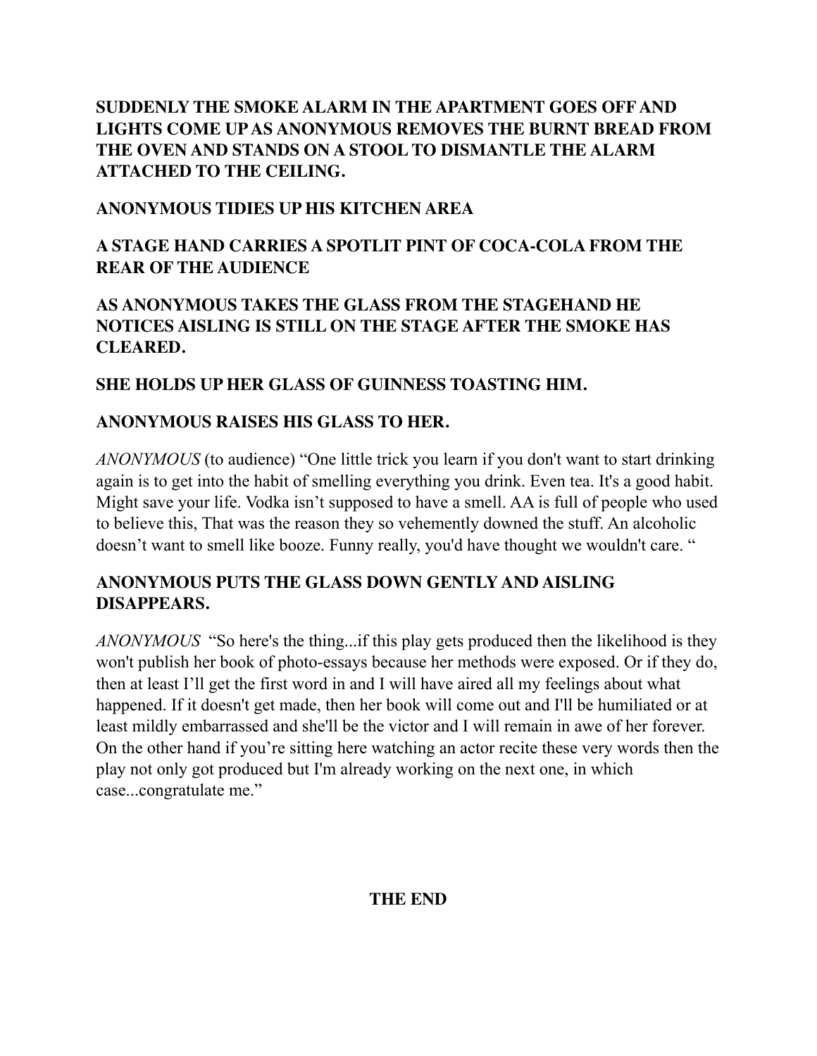**SUDDENLY THE SMOKE ALARM IN THE APARTMENT GOES OFF AND LIGHTS COME UP AS ANONYMOUS REMOVES THE BURNT BREAD FROM THE OVEN AND STANDS ON A STOOL TO DISMANTLE THE ALARM ATTACHED TO THE CEILING.**

**ANONYMOUS TIDIES UP HIS KITCHEN AREA**

**A STAGE HAND CARRIES A SPOTLIT PINT OF COCA-COLA FROM THE REAR OF THE AUDIENCE**

**AS ANONYMOUS TAKES THE GLASS FROM THE STAGEHAND HE NOTICES AISLING IS STILL ON THE STAGE AFTER THE SMOKE HAS CLEARED.**

**SHE HOLDS UP HER GLASS OF GUINNESS TOASTING HIM.**

**ANONYMOUS RAISES HIS GLASS TO HER.**

*ANONYMOUS* (to audience) "One little trick you learn if you don't want to start drinking again is to get into the habit of smelling everything you drink. Even tea. It's a good habit. Might save your life. Vodka isn't supposed to have a smell. AA is full of people who used to believe this, That was the reason they so vehemently downed the stuff. An alcoholic doesn't want to smell like booze. Funny really, you'd have thought we wouldn't care. "

**ANONYMOUS PUTS THE GLASS DOWN GENTLY AND AISLING DISAPPEARS.**

*ANONYMOUS* "So here's the thing...if this play gets produced then the likelihood is they won't publish her book of photo-essays because her methods were exposed. Or if they do, then at least I'll get the first word in and I will have aired all my feelings about what happened. If it doesn't get made, then her book will come out and I'll be humiliated or at least mildly embarrassed and she'll be the victor and I will remain in awe of her forever. On the other hand if you're sitting here watching an actor recite these very words then the play not only got produced but I'm already working on the next one, in which case...congratulate me."

**THE END**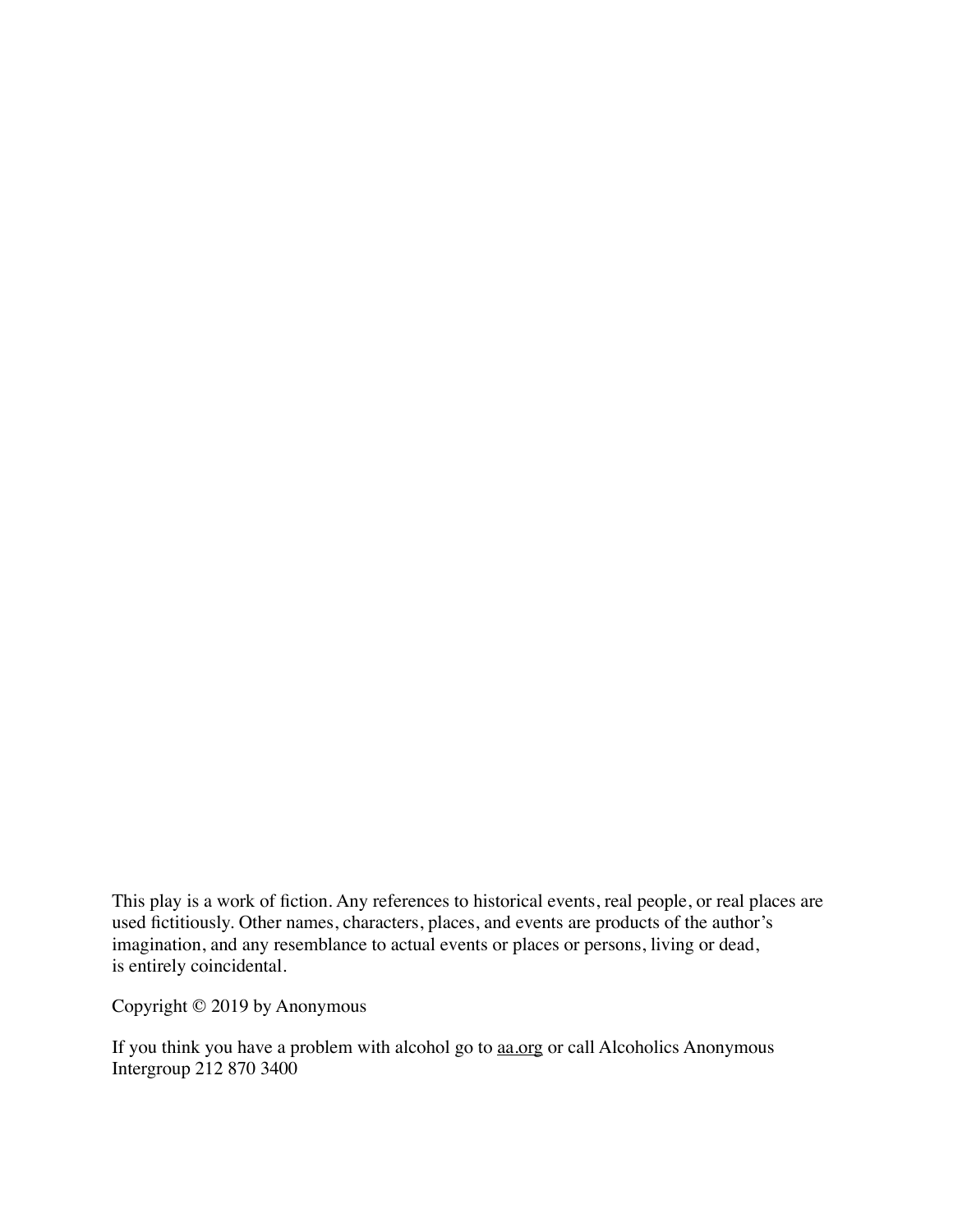This play is a work of fiction. Any references to historical events, real people, or real places are used fictitiously. Other names, characters, places, and events are products of the author's imagination, and any resemblance to actual events or places or persons, living or dead, is entirely coincidental.

Copyright © 2019 by Anonymous

If you think you have a problem with alcohol go to aa.org or call Alcoholics Anonymous Intergroup 212 870 3400